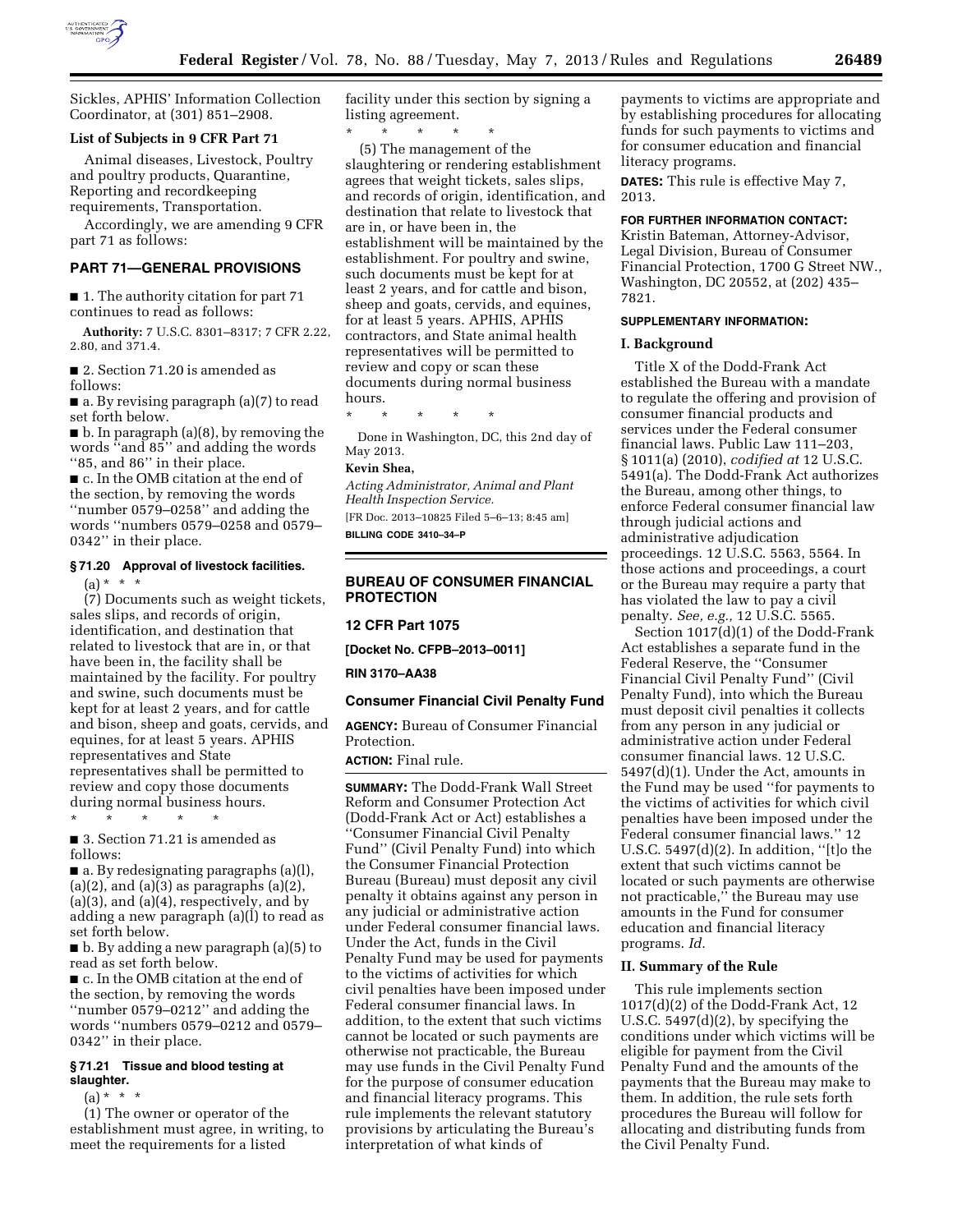Sickles, APHIS' Information Collection Coordinator, at (301) 851–2908.

**List of Subjects in 9 CFR Part 71**

Animal diseases, Livestock, Poultry and poultry products, Quarantine, Reporting and recordkeeping requirements, Transportation.

Accordingly, we are amending 9 CFR part 71 as follows:

## PART 71—GENERAL PROVISIONS

■ 1. The authority citation for part 71 continues to read as follows:

**Authority:** 7 U.S.C. 8301–8317; 7 CFR 2.22, 2.80, and 371.4.

■ 2. Section 71.20 is amended as follows:

■ a. By revising paragraph (a)(7) to read set forth below.

■ b. In paragraph (a)(8), by removing the words ''and 85'' and adding the words ''85, and 86'' in their place.

■ c. In the OMB citation at the end of the section, by removing the words ''number 0579–0258'' and adding the words ''numbers 0579–0258 and 0579–0342'' in their place.

### § 71.20 Approval of livestock facilities.

(a) * * *

(7) Documents such as weight tickets, sales slips, and records of origin, identification, and destination that related to livestock that are in, or that have been in, the facility shall be maintained by the facility. For poultry and swine, such documents must be kept for at least 2 years, and for cattle and bison, sheep and goats, cervids, and equines, for at least 5 years. APHIS representatives and State representatives shall be permitted to review and copy those documents during normal business hours.

\* \* \* \* \*

■ 3. Section 71.21 is amended as follows:

■ a. By redesignating paragraphs (a)(l), (a)(2), and (a)(3) as paragraphs (a)(2), (a)(3), and (a)(4), respectively, and by adding a new paragraph (a)(l) to read as set forth below.

■ b. By adding a new paragraph (a)(5) to read as set forth below.

■ c. In the OMB citation at the end of the section, by removing the words ''number 0579–0212'' and adding the words ''numbers 0579–0212 and 0579–0342'' in their place.

### § 71.21 Tissue and blood testing at slaughter.

(a) * * *

(1) The owner or operator of the establishment must agree, in writing, to meet the requirements for a listed facility under this section by signing a listing agreement.

\* \* \* \* \*

(5) The management of the slaughtering or rendering establishment agrees that weight tickets, sales slips, and records of origin, identification, and destination that relate to livestock that are in, or have been in, the establishment will be maintained by the establishment. For poultry and swine, such documents must be kept for at least 2 years, and for cattle and bison, sheep and goats, cervids, and equines, for at least 5 years. APHIS, APHIS contractors, and State animal health representatives will be permitted to review and copy or scan these documents during normal business hours.

\* \* \* \* \*

Done in Washington, DC, this 2nd day of May 2013.

**Kevin Shea,**

*Acting Administrator, Animal and Plant Health Inspection Service.*

[FR Doc. 2013–10825 Filed 5–6–13; 8:45 am]

**BILLING CODE 3410–34–P**

## BUREAU OF CONSUMER FINANCIAL PROTECTION

**12 CFR Part 1075**

**[Docket No. CFPB–2013–0011]**

**RIN 3170–AA38**

### Consumer Financial Civil Penalty Fund

**AGENCY:** Bureau of Consumer Financial Protection.

**ACTION:** Final rule.

**SUMMARY:** The Dodd-Frank Wall Street Reform and Consumer Protection Act (Dodd-Frank Act or Act) establishes a ''Consumer Financial Civil Penalty Fund'' (Civil Penalty Fund) into which the Consumer Financial Protection Bureau (Bureau) must deposit any civil penalty it obtains against any person in any judicial or administrative action under Federal consumer financial laws. Under the Act, funds in the Civil Penalty Fund may be used for payments to the victims of activities for which civil penalties have been imposed under Federal consumer financial laws. In addition, to the extent that such victims cannot be located or such payments are otherwise not practicable, the Bureau may use funds in the Civil Penalty Fund for the purpose of consumer education and financial literacy programs. This rule implements the relevant statutory provisions by articulating the Bureau's interpretation of what kinds of payments to victims are appropriate and by establishing procedures for allocating funds for such payments to victims and for consumer education and financial literacy programs.

**DATES:** This rule is effective May 7, 2013.

**FOR FURTHER INFORMATION CONTACT:** Kristin Bateman, Attorney-Advisor, Legal Division, Bureau of Consumer Financial Protection, 1700 G Street NW., Washington, DC 20552, at (202) 435–7821.

**SUPPLEMENTARY INFORMATION:**

### I. Background

Title X of the Dodd-Frank Act established the Bureau with a mandate to regulate the offering and provision of consumer financial products and services under the Federal consumer financial laws. Public Law 111–203, § 1011(a) (2010), *codified at* 12 U.S.C. 5491(a). The Dodd-Frank Act authorizes the Bureau, among other things, to enforce Federal consumer financial law through judicial actions and administrative adjudication proceedings. 12 U.S.C. 5563, 5564. In those actions and proceedings, a court or the Bureau may require a party that has violated the law to pay a civil penalty. *See, e.g.,* 12 U.S.C. 5565.

Section 1017(d)(1) of the Dodd-Frank Act establishes a separate fund in the Federal Reserve, the ''Consumer Financial Civil Penalty Fund'' (Civil Penalty Fund), into which the Bureau must deposit civil penalties it collects from any person in any judicial or administrative action under Federal consumer financial laws. 12 U.S.C. 5497(d)(1). Under the Act, amounts in the Fund may be used ''for payments to the victims of activities for which civil penalties have been imposed under the Federal consumer financial laws.'' 12 U.S.C. 5497(d)(2). In addition, ''[t]o the extent that such victims cannot be located or such payments are otherwise not practicable,'' the Bureau may use amounts in the Fund for consumer education and financial literacy programs. *Id.*

### II. Summary of the Rule

This rule implements section 1017(d)(2) of the Dodd-Frank Act, 12 U.S.C. 5497(d)(2), by specifying the conditions under which victims will be eligible for payment from the Civil Penalty Fund and the amounts of the payments that the Bureau may make to them. In addition, the rule sets forth procedures the Bureau will follow for allocating and distributing funds from the Civil Penalty Fund.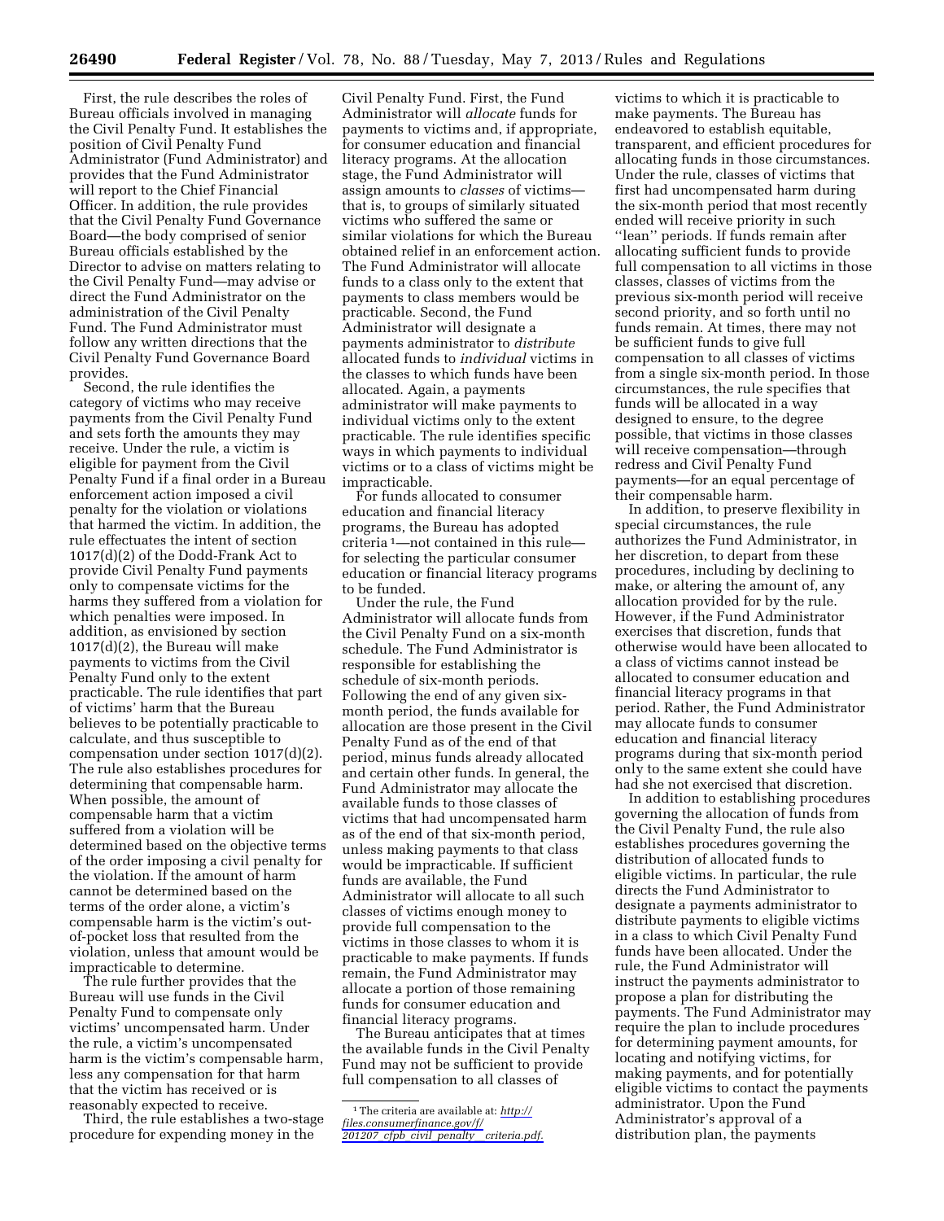First, the rule describes the roles of Bureau officials involved in managing the Civil Penalty Fund. It establishes the position of Civil Penalty Fund Administrator (Fund Administrator) and provides that the Fund Administrator will report to the Chief Financial Officer. In addition, the rule provides that the Civil Penalty Fund Governance Board—the body comprised of senior Bureau officials established by the Director to advise on matters relating to the Civil Penalty Fund—may advise or direct the Fund Administrator on the administration of the Civil Penalty Fund. The Fund Administrator must follow any written directions that the Civil Penalty Fund Governance Board provides.

Second, the rule identifies the category of victims who may receive payments from the Civil Penalty Fund and sets forth the amounts they may receive. Under the rule, a victim is eligible for payment from the Civil Penalty Fund if a final order in a Bureau enforcement action imposed a civil penalty for the violation or violations that harmed the victim. In addition, the rule effectuates the intent of section 1017(d)(2) of the Dodd-Frank Act to provide Civil Penalty Fund payments only to compensate victims for the harms they suffered from a violation for which penalties were imposed. In addition, as envisioned by section 1017(d)(2), the Bureau will make payments to victims from the Civil Penalty Fund only to the extent practicable. The rule identifies that part of victims' harm that the Bureau believes to be potentially practicable to calculate, and thus susceptible to compensation under section 1017(d)(2). The rule also establishes procedures for determining that compensable harm. When possible, the amount of compensable harm that a victim suffered from a violation will be determined based on the objective terms of the order imposing a civil penalty for the violation. If the amount of harm cannot be determined based on the terms of the order alone, a victim's compensable harm is the victim's out-of-pocket loss that resulted from the violation, unless that amount would be impracticable to determine.

The rule further provides that the Bureau will use funds in the Civil Penalty Fund to compensate only victims' uncompensated harm. Under the rule, a victim's uncompensated harm is the victim's compensable harm, less any compensation for that harm that the victim has received or is reasonably expected to receive.

Third, the rule establishes a two-stage procedure for expending money in the Civil Penalty Fund. First, the Fund Administrator will *allocate* funds for payments to victims and, if appropriate, for consumer education and financial literacy programs. At the allocation stage, the Fund Administrator will assign amounts to *classes* of victims—that is, to groups of similarly situated victims who suffered the same or similar violations for which the Bureau obtained relief in an enforcement action. The Fund Administrator will allocate funds to a class only to the extent that payments to class members would be practicable. Second, the Fund Administrator will designate a payments administrator to *distribute* allocated funds to *individual* victims in the classes to which funds have been allocated. Again, a payments administrator will make payments to individual victims only to the extent practicable. The rule identifies specific ways in which payments to individual victims or to a class of victims might be impracticable.

For funds allocated to consumer education and financial literacy programs, the Bureau has adopted criteria [1]—not contained in this rule—for selecting the particular consumer education or financial literacy programs to be funded.

Under the rule, the Fund Administrator will allocate funds from the Civil Penalty Fund on a six-month schedule. The Fund Administrator is responsible for establishing the schedule of six-month periods. Following the end of any given six-month period, the funds available for allocation are those present in the Civil Penalty Fund as of the end of that period, minus funds already allocated and certain other funds. In general, the Fund Administrator may allocate the available funds to those classes of victims that had uncompensated harm as of the end of that six-month period, unless making payments to that class would be impracticable. If sufficient funds are available, the Fund Administrator will allocate to all such classes of victims enough money to provide full compensation to the victims in those classes to whom it is practicable to make payments. If funds remain, the Fund Administrator may allocate a portion of those remaining funds for consumer education and financial literacy programs.

The Bureau anticipates that at times the available funds in the Civil Penalty Fund may not be sufficient to provide full compensation to all classes of victims to which it is practicable to make payments. The Bureau has endeavored to establish equitable, transparent, and efficient procedures for allocating funds in those circumstances. Under the rule, classes of victims that first had uncompensated harm during the six-month period that most recently ended will receive priority in such "lean" periods. If funds remain after allocating sufficient funds to provide full compensation to all victims in those classes, classes of victims from the previous six-month period will receive second priority, and so forth until no funds remain. At times, there may not be sufficient funds to give full compensation to all classes of victims from a single six-month period. In those circumstances, the rule specifies that funds will be allocated in a way designed to ensure, to the degree possible, that victims in those classes will receive compensation—through redress and Civil Penalty Fund payments—for an equal percentage of their compensable harm.

In addition, to preserve flexibility in special circumstances, the rule authorizes the Fund Administrator, in her discretion, to depart from these procedures, including by declining to make, or altering the amount of, any allocation provided for by the rule. However, if the Fund Administrator exercises that discretion, funds that otherwise would have been allocated to a class of victims cannot instead be allocated to consumer education and financial literacy programs in that period. Rather, the Fund Administrator may allocate funds to consumer education and financial literacy programs during that six-month period only to the same extent she could have had she not exercised that discretion.

In addition to establishing procedures governing the allocation of funds from the Civil Penalty Fund, the rule also establishes procedures governing the distribution of allocated funds to eligible victims. In particular, the rule directs the Fund Administrator to designate a payments administrator to distribute payments to eligible victims in a class to which Civil Penalty Fund funds have been allocated. Under the rule, the Fund Administrator will instruct the payments administrator to propose a plan for distributing the payments. The Fund Administrator may require the plan to include procedures for determining payment amounts, for locating and notifying victims, for making payments, and for potentially eligible victims to contact the payments administrator. Upon the Fund Administrator's approval of a distribution plan, the payments

[1] The criteria are available at: *http://files.consumerfinance.gov/f/201207_cfpb_civil_penalty__criteria.pdf.*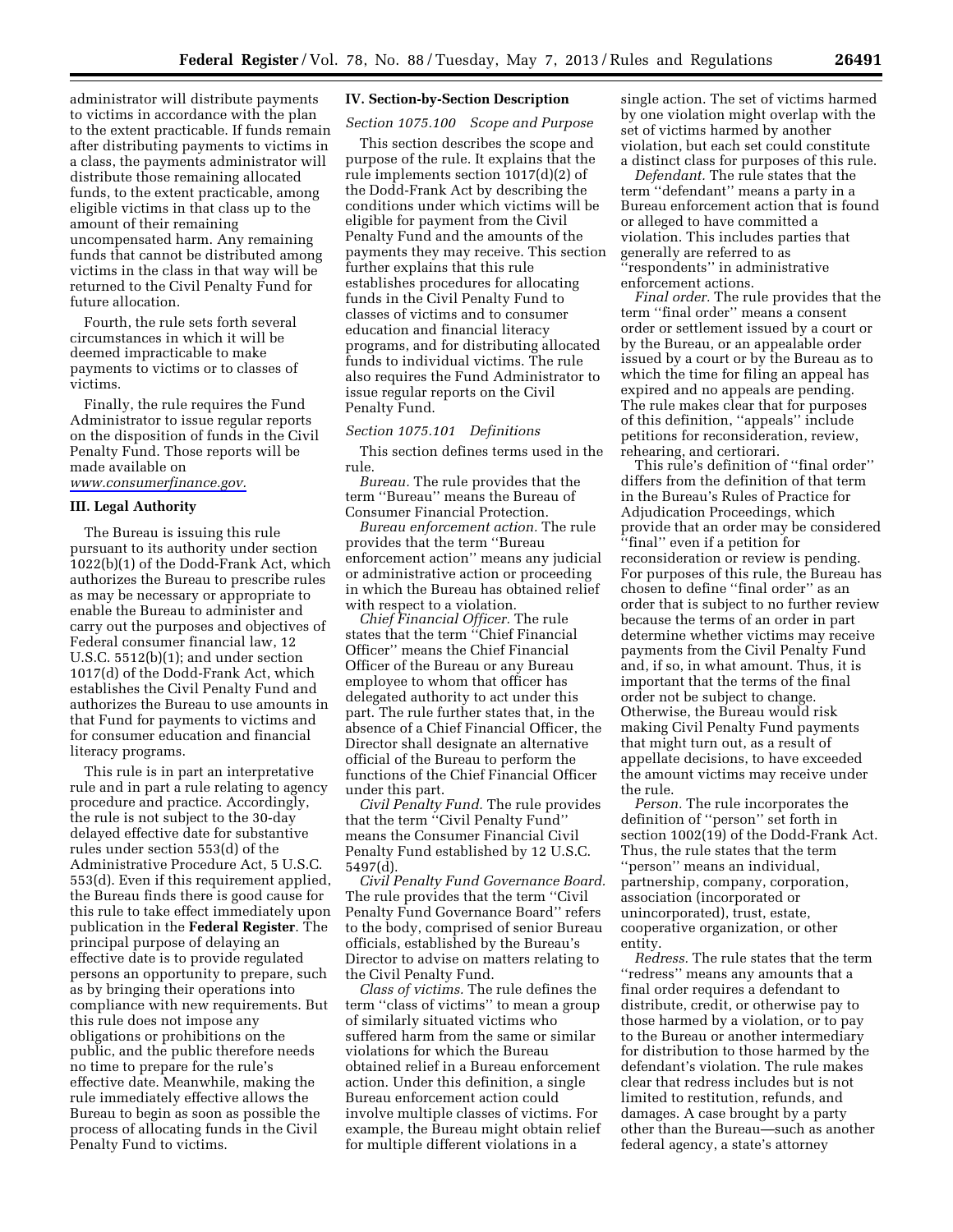administrator will distribute payments to victims in accordance with the plan to the extent practicable. If funds remain after distributing payments to victims in a class, the payments administrator will distribute those remaining allocated funds, to the extent practicable, among eligible victims in that class up to the amount of their remaining uncompensated harm. Any remaining funds that cannot be distributed among victims in the class in that way will be returned to the Civil Penalty Fund for future allocation.

Fourth, the rule sets forth several circumstances in which it will be deemed impracticable to make payments to victims or to classes of victims.

Finally, the rule requires the Fund Administrator to issue regular reports on the disposition of funds in the Civil Penalty Fund. Those reports will be made available on *www.consumerfinance.gov.*

### III. Legal Authority

The Bureau is issuing this rule pursuant to its authority under section 1022(b)(1) of the Dodd-Frank Act, which authorizes the Bureau to prescribe rules as may be necessary or appropriate to enable the Bureau to administer and carry out the purposes and objectives of Federal consumer financial law, 12 U.S.C. 5512(b)(1); and under section 1017(d) of the Dodd-Frank Act, which establishes the Civil Penalty Fund and authorizes the Bureau to use amounts in that Fund for payments to victims and for consumer education and financial literacy programs.

This rule is in part an interpretative rule and in part a rule relating to agency procedure and practice. Accordingly, the rule is not subject to the 30-day delayed effective date for substantive rules under section 553(d) of the Administrative Procedure Act, 5 U.S.C. 553(d). Even if this requirement applied, the Bureau finds there is good cause for this rule to take effect immediately upon publication in the **Federal Register**. The principal purpose of delaying an effective date is to provide regulated persons an opportunity to prepare, such as by bringing their operations into compliance with new requirements. But this rule does not impose any obligations or prohibitions on the public, and the public therefore needs no time to prepare for the rule's effective date. Meanwhile, making the rule immediately effective allows the Bureau to begin as soon as possible the process of allocating funds in the Civil Penalty Fund to victims.

### IV. Section-by-Section Description

*Section 1075.100 Scope and Purpose*

This section describes the scope and purpose of the rule. It explains that the rule implements section 1017(d)(2) of the Dodd-Frank Act by describing the conditions under which victims will be eligible for payment from the Civil Penalty Fund and the amounts of the payments they may receive. This section further explains that this rule establishes procedures for allocating funds in the Civil Penalty Fund to classes of victims and to consumer education and financial literacy programs, and for distributing allocated funds to individual victims. The rule also requires the Fund Administrator to issue regular reports on the Civil Penalty Fund.

*Section 1075.101 Definitions*

This section defines terms used in the rule.

*Bureau.* The rule provides that the term ''Bureau'' means the Bureau of Consumer Financial Protection.

*Bureau enforcement action.* The rule provides that the term ''Bureau enforcement action'' means any judicial or administrative action or proceeding in which the Bureau has obtained relief with respect to a violation.

*Chief Financial Officer.* The rule states that the term ''Chief Financial Officer'' means the Chief Financial Officer of the Bureau or any Bureau employee to whom that officer has delegated authority to act under this part. The rule further states that, in the absence of a Chief Financial Officer, the Director shall designate an alternative official of the Bureau to perform the functions of the Chief Financial Officer under this part.

*Civil Penalty Fund.* The rule provides that the term ''Civil Penalty Fund'' means the Consumer Financial Civil Penalty Fund established by 12 U.S.C. 5497(d).

*Civil Penalty Fund Governance Board.* The rule provides that the term ''Civil Penalty Fund Governance Board'' refers to the body, comprised of senior Bureau officials, established by the Bureau's Director to advise on matters relating to the Civil Penalty Fund.

*Class of victims.* The rule defines the term ''class of victims'' to mean a group of similarly situated victims who suffered harm from the same or similar violations for which the Bureau obtained relief in a Bureau enforcement action. Under this definition, a single Bureau enforcement action could involve multiple classes of victims. For example, the Bureau might obtain relief for multiple different violations in a single action. The set of victims harmed by one violation might overlap with the set of victims harmed by another violation, but each set could constitute a distinct class for purposes of this rule.

*Defendant.* The rule states that the term ''defendant'' means a party in a Bureau enforcement action that is found or alleged to have committed a violation. This includes parties that generally are referred to as ''respondents'' in administrative enforcement actions.

*Final order.* The rule provides that the term ''final order'' means a consent order or settlement issued by a court or by the Bureau, or an appealable order issued by a court or by the Bureau as to which the time for filing an appeal has expired and no appeals are pending. The rule makes clear that for purposes of this definition, ''appeals'' include petitions for reconsideration, review, rehearing, and certiorari.

This rule's definition of ''final order'' differs from the definition of that term in the Bureau's Rules of Practice for Adjudication Proceedings, which provide that an order may be considered ''final'' even if a petition for reconsideration or review is pending. For purposes of this rule, the Bureau has chosen to define ''final order'' as an order that is subject to no further review because the terms of an order in part determine whether victims may receive payments from the Civil Penalty Fund and, if so, in what amount. Thus, it is important that the terms of the final order not be subject to change. Otherwise, the Bureau would risk making Civil Penalty Fund payments that might turn out, as a result of appellate decisions, to have exceeded the amount victims may receive under the rule.

*Person.* The rule incorporates the definition of ''person'' set forth in section 1002(19) of the Dodd-Frank Act. Thus, the rule states that the term ''person'' means an individual, partnership, company, corporation, association (incorporated or unincorporated), trust, estate, cooperative organization, or other entity.

*Redress.* The rule states that the term ''redress'' means any amounts that a final order requires a defendant to distribute, credit, or otherwise pay to those harmed by a violation, or to pay to the Bureau or another intermediary for distribution to those harmed by the defendant's violation. The rule makes clear that redress includes but is not limited to restitution, refunds, and damages. A case brought by a party other than the Bureau—such as another federal agency, a state's attorney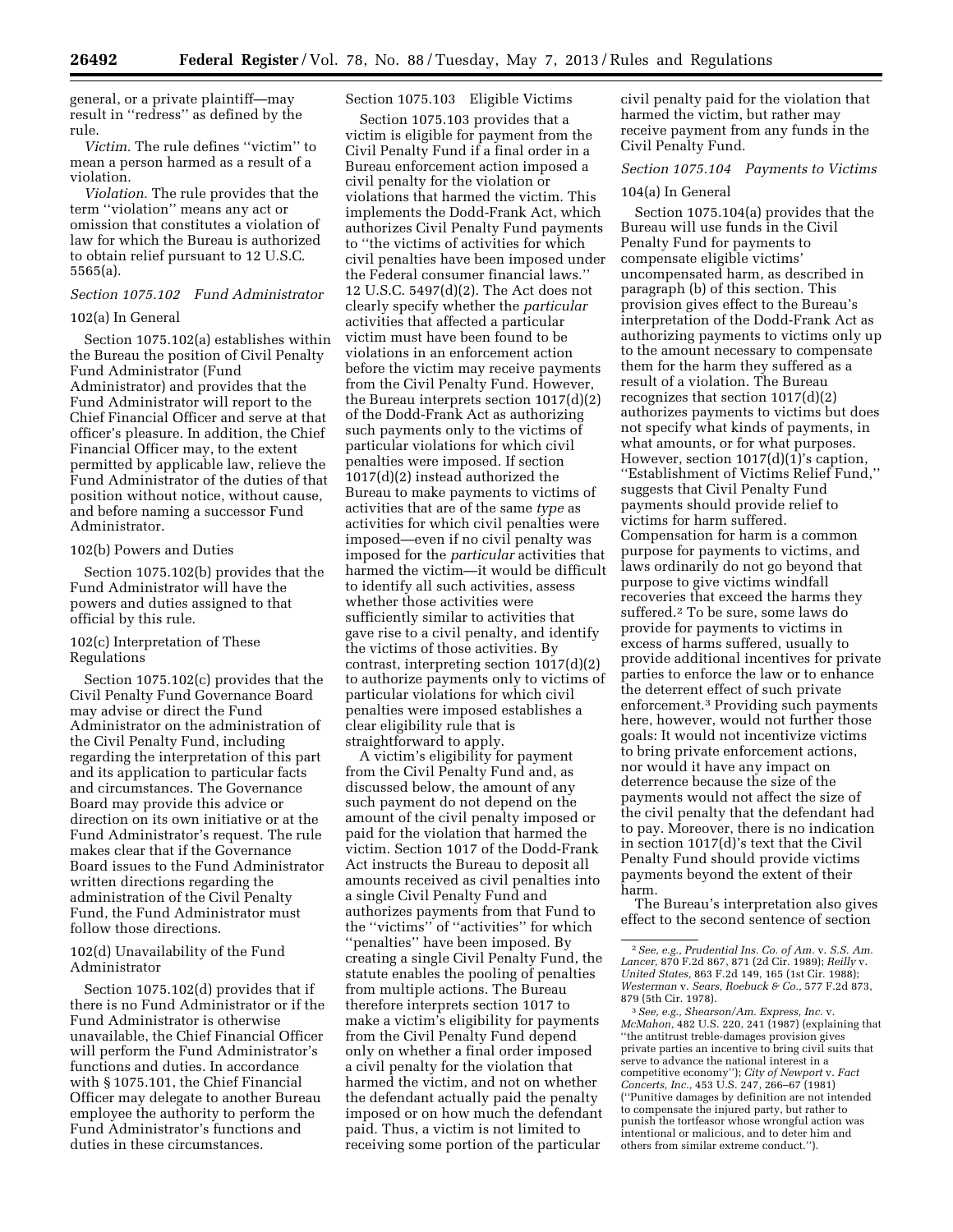general, or a private plaintiff—may result in ''redress'' as defined by the rule.

*Victim.* The rule defines ''victim'' to mean a person harmed as a result of a violation.

*Violation.* The rule provides that the term ''violation'' means any act or omission that constitutes a violation of law for which the Bureau is authorized to obtain relief pursuant to 12 U.S.C. 5565(a).

### *Section 1075.102 Fund Administrator*

102(a) In General

Section 1075.102(a) establishes within the Bureau the position of Civil Penalty Fund Administrator (Fund Administrator) and provides that the Fund Administrator will report to the Chief Financial Officer and serve at that officer's pleasure. In addition, the Chief Financial Officer may, to the extent permitted by applicable law, relieve the Fund Administrator of the duties of that position without notice, without cause, and before naming a successor Fund Administrator.

102(b) Powers and Duties

Section 1075.102(b) provides that the Fund Administrator will have the powers and duties assigned to that official by this rule.

102(c) Interpretation of These Regulations

Section 1075.102(c) provides that the Civil Penalty Fund Governance Board may advise or direct the Fund Administrator on the administration of the Civil Penalty Fund, including regarding the interpretation of this part and its application to particular facts and circumstances. The Governance Board may provide this advice or direction on its own initiative or at the Fund Administrator's request. The rule makes clear that if the Governance Board issues to the Fund Administrator written directions regarding the administration of the Civil Penalty Fund, the Fund Administrator must follow those directions.

102(d) Unavailability of the Fund Administrator

Section 1075.102(d) provides that if there is no Fund Administrator or if the Fund Administrator is otherwise unavailable, the Chief Financial Officer will perform the Fund Administrator's functions and duties. In accordance with § 1075.101, the Chief Financial Officer may delegate to another Bureau employee the authority to perform the Fund Administrator's functions and duties in these circumstances.

Section 1075.103 Eligible Victims

Section 1075.103 provides that a victim is eligible for payment from the Civil Penalty Fund if a final order in a Bureau enforcement action imposed a civil penalty for the violation or violations that harmed the victim. This implements the Dodd-Frank Act, which authorizes Civil Penalty Fund payments to ''the victims of activities for which civil penalties have been imposed under the Federal consumer financial laws.'' 12 U.S.C. 5497(d)(2). The Act does not clearly specify whether the *particular* activities that affected a particular victim must have been found to be violations in an enforcement action before the victim may receive payments from the Civil Penalty Fund. However, the Bureau interprets section 1017(d)(2) of the Dodd-Frank Act as authorizing such payments only to the victims of particular violations for which civil penalties were imposed. If section 1017(d)(2) instead authorized the Bureau to make payments to victims of activities that are of the same *type* as activities for which civil penalties were imposed—even if no civil penalty was imposed for the *particular* activities that harmed the victim—it would be difficult to identify all such activities, assess whether those activities were sufficiently similar to activities that gave rise to a civil penalty, and identify the victims of those activities. By contrast, interpreting section 1017(d)(2) to authorize payments only to victims of particular violations for which civil penalties were imposed establishes a clear eligibility rule that is straightforward to apply.

A victim's eligibility for payment from the Civil Penalty Fund and, as discussed below, the amount of any such payment do not depend on the amount of the civil penalty imposed or paid for the violation that harmed the victim. Section 1017 of the Dodd-Frank Act instructs the Bureau to deposit all amounts received as civil penalties into a single Civil Penalty Fund and authorizes payments from that Fund to the ''victims'' of ''activities'' for which ''penalties'' have been imposed. By creating a single Civil Penalty Fund, the statute enables the pooling of penalties from multiple actions. The Bureau therefore interprets section 1017 to make a victim's eligibility for payments from the Civil Penalty Fund depend only on whether a final order imposed a civil penalty for the violation that harmed the victim, and not on whether the defendant actually paid the penalty imposed or on how much the defendant paid. Thus, a victim is not limited to receiving some portion of the particular civil penalty paid for the violation that harmed the victim, but rather may receive payment from any funds in the Civil Penalty Fund.

### *Section 1075.104 Payments to Victims*

104(a) In General

Section 1075.104(a) provides that the Bureau will use funds in the Civil Penalty Fund for payments to compensate eligible victims' uncompensated harm, as described in paragraph (b) of this section. This provision gives effect to the Bureau's interpretation of the Dodd-Frank Act as authorizing payments to victims only up to the amount necessary to compensate them for the harm they suffered as a result of a violation. The Bureau recognizes that section 1017(d)(2) authorizes payments to victims but does not specify what kinds of payments, in what amounts, or for what purposes. However, section 1017(d)(1)'s caption, ''Establishment of Victims Relief Fund,'' suggests that Civil Penalty Fund payments should provide relief to victims for harm suffered. Compensation for harm is a common purpose for payments to victims, and laws ordinarily do not go beyond that purpose to give victims windfall recoveries that exceed the harms they suffered.[2] To be sure, some laws do provide for payments to victims in excess of harms suffered, usually to provide additional incentives for private parties to enforce the law or to enhance the deterrent effect of such private enforcement.[3] Providing such payments here, however, would not further those goals: It would not incentivize victims to bring private enforcement actions, nor would it have any impact on deterrence because the size of the payments would not affect the size of the civil penalty that the defendant had to pay. Moreover, there is no indication in section 1017(d)'s text that the Civil Penalty Fund should provide victims payments beyond the extent of their harm.

The Bureau's interpretation also gives effect to the second sentence of section

---

[2] *See, e.g., Prudential Ins. Co. of Am.* v. *S.S. Am. Lancer,* 870 F.2d 867, 871 (2d Cir. 1989); *Reilly* v. *United States,* 863 F.2d 149, 165 (1st Cir. 1988); *Westerman* v. *Sears, Roebuck & Co.,* 577 F.2d 873, 879 (5th Cir. 1978).

[3] *See, e.g., Shearson/Am. Express, Inc.* v. *McMahon,* 482 U.S. 220, 241 (1987) (explaining that ''the antitrust treble-damages provision gives private parties an incentive to bring civil suits that serve to advance the national interest in a competitive economy''); *City of Newport* v. *Fact Concerts, Inc.,* 453 U.S. 247, 266–67 (1981) (''Punitive damages by definition are not intended to compensate the injured party, but rather to punish the tortfeasor whose wrongful action was intentional or malicious, and to deter him and others from similar extreme conduct.'').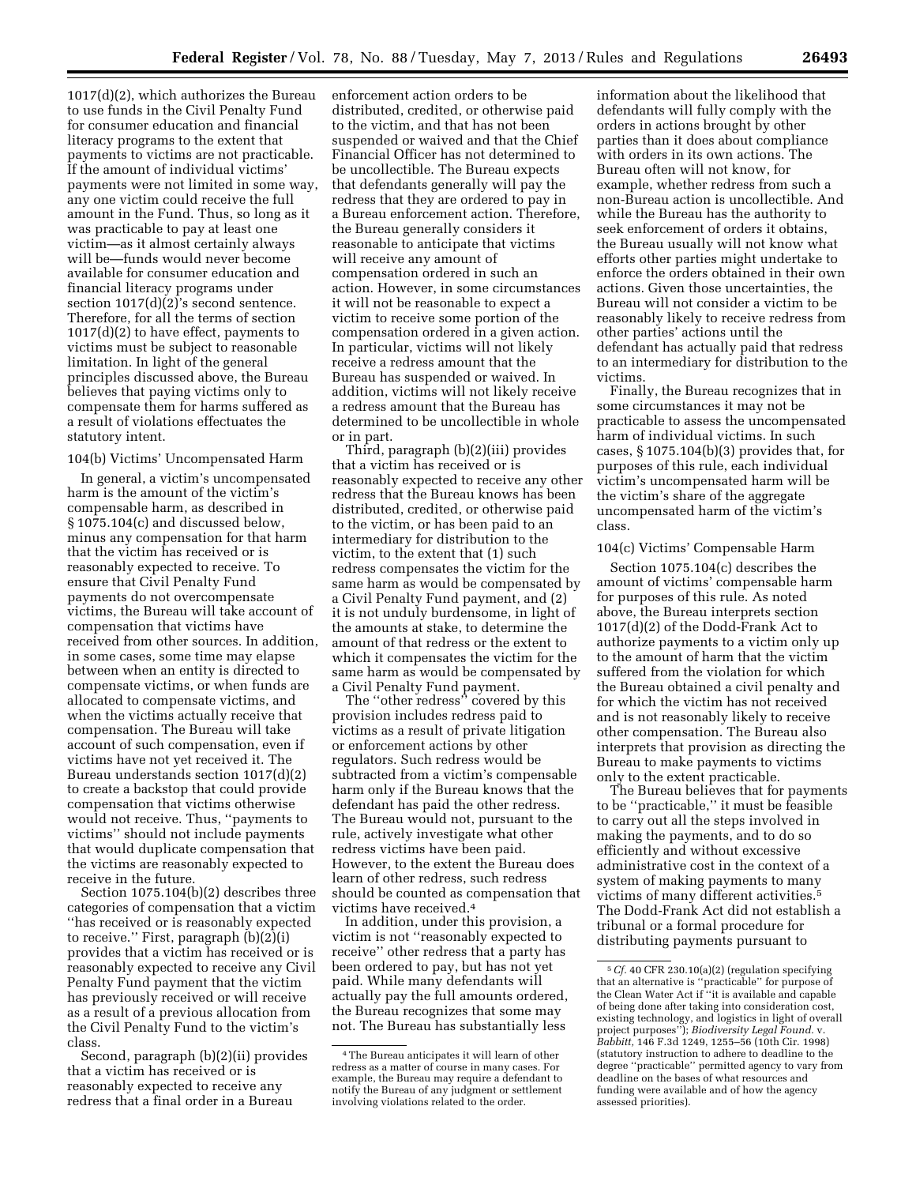1017(d)(2), which authorizes the Bureau to use funds in the Civil Penalty Fund for consumer education and financial literacy programs to the extent that payments to victims are not practicable. If the amount of individual victims' payments were not limited in some way, any one victim could receive the full amount in the Fund. Thus, so long as it was practicable to pay at least one victim—as it almost certainly always will be—funds would never become available for consumer education and financial literacy programs under section 1017(d)(2)'s second sentence. Therefore, for all the terms of section 1017(d)(2) to have effect, payments to victims must be subject to reasonable limitation. In light of the general principles discussed above, the Bureau believes that paying victims only to compensate them for harms suffered as a result of violations effectuates the statutory intent.

#### 104(b) Victims' Uncompensated Harm

In general, a victim's uncompensated harm is the amount of the victim's compensable harm, as described in § 1075.104(c) and discussed below, minus any compensation for that harm that the victim has received or is reasonably expected to receive. To ensure that Civil Penalty Fund payments do not overcompensate victims, the Bureau will take account of compensation that victims have received from other sources. In addition, in some cases, some time may elapse between when an entity is directed to compensate victims, or when funds are allocated to compensate victims, and when the victims actually receive that compensation. The Bureau will take account of such compensation, even if victims have not yet received it. The Bureau understands section 1017(d)(2) to create a backstop that could provide compensation that victims otherwise would not receive. Thus, "payments to victims" should not include payments that would duplicate compensation that the victims are reasonably expected to receive in the future.

Section 1075.104(b)(2) describes three categories of compensation that a victim "has received or is reasonably expected to receive." First, paragraph (b)(2)(i) provides that a victim has received or is reasonably expected to receive any Civil Penalty Fund payment that the victim has previously received or will receive as a result of a previous allocation from the Civil Penalty Fund to the victim's class.

Second, paragraph (b)(2)(ii) provides that a victim has received or is reasonably expected to receive any redress that a final order in a Bureau enforcement action orders to be distributed, credited, or otherwise paid to the victim, and that has not been suspended or waived and that the Chief Financial Officer has not determined to be uncollectible. The Bureau expects that defendants generally will pay the redress that they are ordered to pay in a Bureau enforcement action. Therefore, the Bureau generally considers it reasonable to anticipate that victims will receive any amount of compensation ordered in such an action. However, in some circumstances it will not be reasonable to expect a victim to receive some portion of the compensation ordered in a given action. In particular, victims will not likely receive a redress amount that the Bureau has suspended or waived. In addition, victims will not likely receive a redress amount that the Bureau has determined to be uncollectible in whole or in part.

Third, paragraph (b)(2)(iii) provides that a victim has received or is reasonably expected to receive any other redress that the Bureau knows has been distributed, credited, or otherwise paid to the victim, or has been paid to an intermediary for distribution to the victim, to the extent that (1) such redress compensates the victim for the same harm as would be compensated by a Civil Penalty Fund payment, and (2) it is not unduly burdensome, in light of the amounts at stake, to determine the amount of that redress or the extent to which it compensates the victim for the same harm as would be compensated by a Civil Penalty Fund payment.

The "other redress" covered by this provision includes redress paid to victims as a result of private litigation or enforcement actions by other regulators. Such redress would be subtracted from a victim's compensable harm only if the Bureau knows that the defendant has paid the other redress. The Bureau would not, pursuant to the rule, actively investigate what other redress victims have been paid. However, to the extent the Bureau does learn of other redress, such redress should be counted as compensation that victims have received.[4]

In addition, under this provision, a victim is not "reasonably expected to receive" other redress that a party has been ordered to pay, but has not yet paid. While many defendants will actually pay the full amounts ordered, the Bureau recognizes that some may not. The Bureau has substantially less information about the likelihood that defendants will fully comply with the orders in actions brought by other parties than it does about compliance with orders in its own actions. The Bureau often will not know, for example, whether redress from such a non-Bureau action is uncollectible. And while the Bureau has the authority to seek enforcement of orders it obtains, the Bureau usually will not know what efforts other parties might undertake to enforce the orders obtained in their own actions. Given those uncertainties, the Bureau will not consider a victim to be reasonably likely to receive redress from other parties' actions until the defendant has actually paid that redress to an intermediary for distribution to the victims.

Finally, the Bureau recognizes that in some circumstances it may not be practicable to assess the uncompensated harm of individual victims. In such cases, § 1075.104(b)(3) provides that, for purposes of this rule, each individual victim's uncompensated harm will be the victim's share of the aggregate uncompensated harm of the victim's class.

#### 104(c) Victims' Compensable Harm

Section 1075.104(c) describes the amount of victims' compensable harm for purposes of this rule. As noted above, the Bureau interprets section 1017(d)(2) of the Dodd-Frank Act to authorize payments to a victim only up to the amount of harm that the victim suffered from the violation for which the Bureau obtained a civil penalty and for which the victim has not received and is not reasonably likely to receive other compensation. The Bureau also interprets that provision as directing the Bureau to make payments to victims only to the extent practicable.

The Bureau believes that for payments to be "practicable," it must be feasible to carry out all the steps involved in making the payments, and to do so efficiently and without excessive administrative cost in the context of a system of making payments to many victims of many different activities.[5] The Dodd-Frank Act did not establish a tribunal or a formal procedure for distributing payments pursuant to

---

[4] The Bureau anticipates it will learn of other redress as a matter of course in many cases. For example, the Bureau may require a defendant to notify the Bureau of any judgment or settlement involving violations related to the order.

[5] *Cf.* 40 CFR 230.10(a)(2) (regulation specifying that an alternative is "practicable" for purpose of the Clean Water Act if "it is available and capable of being done after taking into consideration cost, existing technology, and logistics in light of overall project purposes"); *Biodiversity Legal Found.* v. *Babbitt,* 146 F.3d 1249, 1255–56 (10th Cir. 1998) (statutory instruction to adhere to deadline to the degree "practicable" permitted agency to vary from deadline on the bases of what resources and funding were available and of how the agency assessed priorities).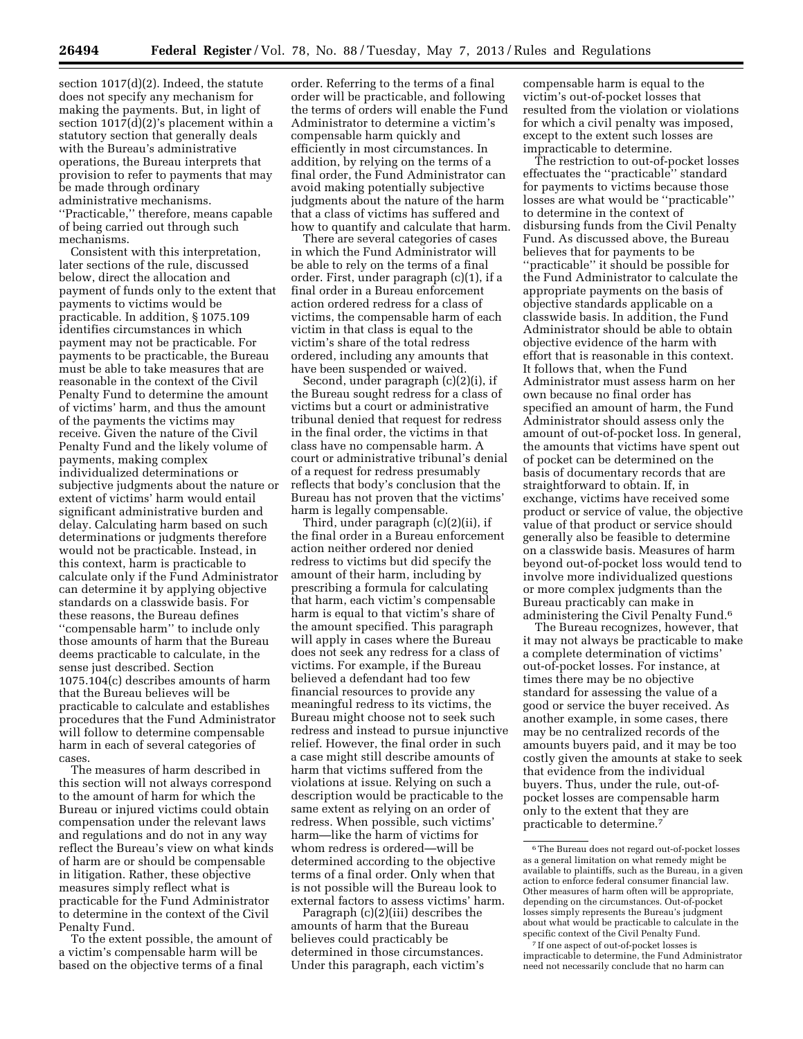section 1017(d)(2). Indeed, the statute does not specify any mechanism for making the payments. But, in light of section 1017(d)(2)'s placement within a statutory section that generally deals with the Bureau's administrative operations, the Bureau interprets that provision to refer to payments that may be made through ordinary administrative mechanisms. ''Practicable,'' therefore, means capable of being carried out through such mechanisms.

Consistent with this interpretation, later sections of the rule, discussed below, direct the allocation and payment of funds only to the extent that payments to victims would be practicable. In addition, § 1075.109 identifies circumstances in which payment may not be practicable. For payments to be practicable, the Bureau must be able to take measures that are reasonable in the context of the Civil Penalty Fund to determine the amount of victims' harm, and thus the amount of the payments the victims may receive. Given the nature of the Civil Penalty Fund and the likely volume of payments, making complex individualized determinations or subjective judgments about the nature or extent of victims' harm would entail significant administrative burden and delay. Calculating harm based on such determinations or judgments therefore would not be practicable. Instead, in this context, harm is practicable to calculate only if the Fund Administrator can determine it by applying objective standards on a classwide basis. For these reasons, the Bureau defines ''compensable harm'' to include only those amounts of harm that the Bureau deems practicable to calculate, in the sense just described. Section 1075.104(c) describes amounts of harm that the Bureau believes will be practicable to calculate and establishes procedures that the Fund Administrator will follow to determine compensable harm in each of several categories of cases.

The measures of harm described in this section will not always correspond to the amount of harm for which the Bureau or injured victims could obtain compensation under the relevant laws and regulations and do not in any way reflect the Bureau's view on what kinds of harm are or should be compensable in litigation. Rather, these objective measures simply reflect what is practicable for the Fund Administrator to determine in the context of the Civil Penalty Fund.

To the extent possible, the amount of a victim's compensable harm will be based on the objective terms of a final order. Referring to the terms of a final order will be practicable, and following the terms of orders will enable the Fund Administrator to determine a victim's compensable harm quickly and efficiently in most circumstances. In addition, by relying on the terms of a final order, the Fund Administrator can avoid making potentially subjective judgments about the nature of the harm that a class of victims has suffered and how to quantify and calculate that harm.

There are several categories of cases in which the Fund Administrator will be able to rely on the terms of a final order. First, under paragraph (c)(1), if a final order in a Bureau enforcement action ordered redress for a class of victims, the compensable harm of each victim in that class is equal to the victim's share of the total redress ordered, including any amounts that have been suspended or waived.

Second, under paragraph (c)(2)(i), if the Bureau sought redress for a class of victims but a court or administrative tribunal denied that request for redress in the final order, the victims in that class have no compensable harm. A court or administrative tribunal's denial of a request for redress presumably reflects that body's conclusion that the Bureau has not proven that the victims' harm is legally compensable.

Third, under paragraph (c)(2)(ii), if the final order in a Bureau enforcement action neither ordered nor denied redress to victims but did specify the amount of their harm, including by prescribing a formula for calculating that harm, each victim's compensable harm is equal to that victim's share of the amount specified. This paragraph will apply in cases where the Bureau does not seek any redress for a class of victims. For example, if the Bureau believed a defendant had too few financial resources to provide any meaningful redress to its victims, the Bureau might choose not to seek such redress and instead to pursue injunctive relief. However, the final order in such a case might still describe amounts of harm that victims suffered from the violations at issue. Relying on such a description would be practicable to the same extent as relying on an order of redress. When possible, such victims' harm—like the harm of victims for whom redress is ordered—will be determined according to the objective terms of a final order. Only when that is not possible will the Bureau look to external factors to assess victims' harm.

Paragraph (c)(2)(iii) describes the amounts of harm that the Bureau believes could practicably be determined in those circumstances. Under this paragraph, each victim's compensable harm is equal to the victim's out-of-pocket losses that resulted from the violation or violations for which a civil penalty was imposed, except to the extent such losses are impracticable to determine.

The restriction to out-of-pocket losses effectuates the ''practicable'' standard for payments to victims because those losses are what would be ''practicable'' to determine in the context of disbursing funds from the Civil Penalty Fund. As discussed above, the Bureau believes that for payments to be ''practicable'' it should be possible for the Fund Administrator to calculate the appropriate payments on the basis of objective standards applicable on a classwide basis. In addition, the Fund Administrator should be able to obtain objective evidence of the harm with effort that is reasonable in this context. It follows that, when the Fund Administrator must assess harm on her own because no final order has specified an amount of harm, the Fund Administrator should assess only the amount of out-of-pocket loss. In general, the amounts that victims have spent out of pocket can be determined on the basis of documentary records that are straightforward to obtain. If, in exchange, victims have received some product or service of value, the objective value of that product or service should generally also be feasible to determine on a classwide basis. Measures of harm beyond out-of-pocket loss would tend to involve more individualized questions or more complex judgments than the Bureau practicably can make in administering the Civil Penalty Fund.[6]

The Bureau recognizes, however, that it may not always be practicable to make a complete determination of victims' out-of-pocket losses. For instance, at times there may be no objective standard for assessing the value of a good or service the buyer received. As another example, in some cases, there may be no centralized records of the amounts buyers paid, and it may be too costly given the amounts at stake to seek that evidence from the individual buyers. Thus, under the rule, out-of-pocket losses are compensable harm only to the extent that they are practicable to determine.[7]

[6] The Bureau does not regard out-of-pocket losses as a general limitation on what remedy might be available to plaintiffs, such as the Bureau, in a given action to enforce federal consumer financial law. Other measures of harm often will be appropriate, depending on the circumstances. Out-of-pocket losses simply represents the Bureau's judgment about what would be practicable to calculate in the specific context of the Civil Penalty Fund.

[7] If one aspect of out-of-pocket losses is impracticable to determine, the Fund Administrator need not necessarily conclude that no harm can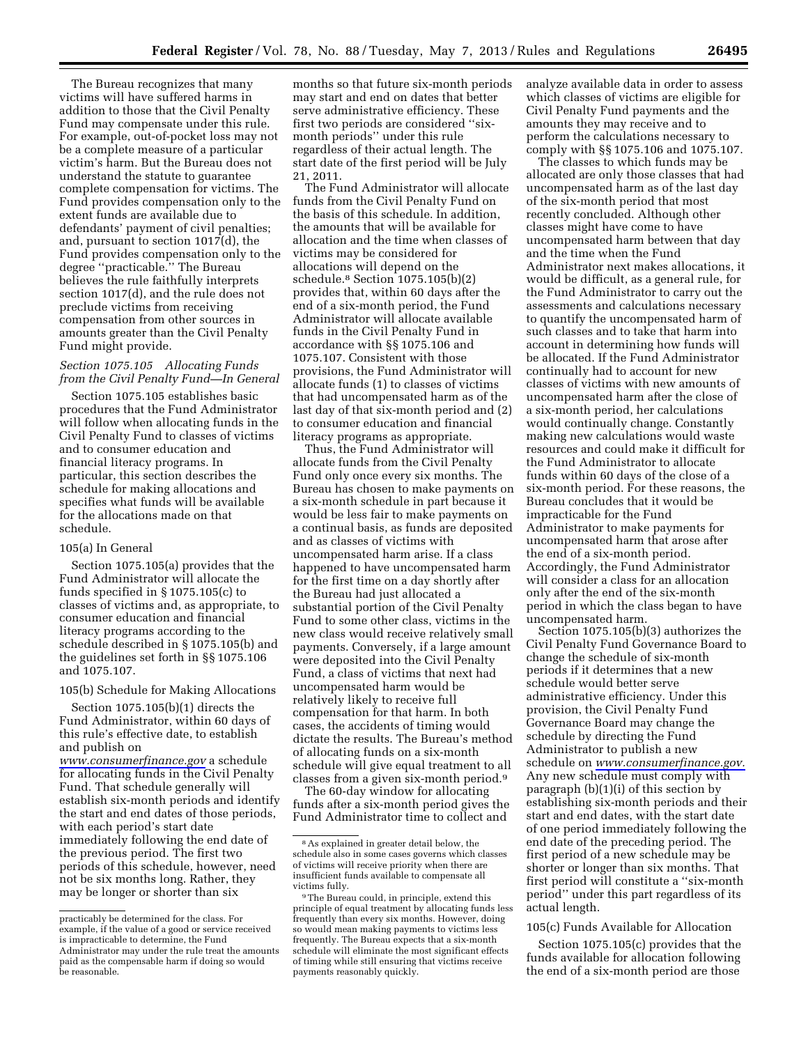The Bureau recognizes that many victims will have suffered harms in addition to those that the Civil Penalty Fund may compensate under this rule. For example, out-of-pocket loss may not be a complete measure of a particular victim's harm. But the Bureau does not understand the statute to guarantee complete compensation for victims. The Fund provides compensation only to the extent funds are available due to defendants' payment of civil penalties; and, pursuant to section 1017(d), the Fund provides compensation only to the degree ''practicable.'' The Bureau believes the rule faithfully interprets section 1017(d), and the rule does not preclude victims from receiving compensation from other sources in amounts greater than the Civil Penalty Fund might provide.

### *Section 1075.105 Allocating Funds from the Civil Penalty Fund—In General*

Section 1075.105 establishes basic procedures that the Fund Administrator will follow when allocating funds in the Civil Penalty Fund to classes of victims and to consumer education and financial literacy programs. In particular, this section describes the schedule for making allocations and specifies what funds will be available for the allocations made on that schedule.

#### 105(a) In General

Section 1075.105(a) provides that the Fund Administrator will allocate the funds specified in § 1075.105(c) to classes of victims and, as appropriate, to consumer education and financial literacy programs according to the schedule described in § 1075.105(b) and the guidelines set forth in §§ 1075.106 and 1075.107.

#### 105(b) Schedule for Making Allocations

Section 1075.105(b)(1) directs the Fund Administrator, within 60 days of this rule's effective date, to establish and publish on *www.consumerfinance.gov* a schedule for allocating funds in the Civil Penalty Fund. That schedule generally will establish six-month periods and identify the start and end dates of those periods, with each period's start date immediately following the end date of the previous period. The first two periods of this schedule, however, need not be six months long. Rather, they may be longer or shorter than six months so that future six-month periods may start and end on dates that better serve administrative efficiency. These first two periods are considered ''six-month periods'' under this rule regardless of their actual length. The start date of the first period will be July 21, 2011.

The Fund Administrator will allocate funds from the Civil Penalty Fund on the basis of this schedule. In addition, the amounts that will be available for allocation and the time when classes of victims may be considered for allocations will depend on the schedule.[8] Section 1075.105(b)(2) provides that, within 60 days after the end of a six-month period, the Fund Administrator will allocate available funds in the Civil Penalty Fund in accordance with §§ 1075.106 and 1075.107. Consistent with those provisions, the Fund Administrator will allocate funds (1) to classes of victims that had uncompensated harm as of the last day of that six-month period and (2) to consumer education and financial literacy programs as appropriate.

Thus, the Fund Administrator will allocate funds from the Civil Penalty Fund only once every six months. The Bureau has chosen to make payments on a six-month schedule in part because it would be less fair to make payments on a continual basis, as funds are deposited and as classes of victims with uncompensated harm arise. If a class happened to have uncompensated harm for the first time on a day shortly after the Bureau had just allocated a substantial portion of the Civil Penalty Fund to some other class, victims in the new class would receive relatively small payments. Conversely, if a large amount were deposited into the Civil Penalty Fund, a class of victims that next had uncompensated harm would be relatively likely to receive full compensation for that harm. In both cases, the accidents of timing would dictate the results. The Bureau's method of allocating funds on a six-month schedule will give equal treatment to all classes from a given six-month period.[9]

The 60-day window for allocating funds after a six-month period gives the Fund Administrator time to collect and analyze available data in order to assess which classes of victims are eligible for Civil Penalty Fund payments and the amounts they may receive and to perform the calculations necessary to comply with §§ 1075.106 and 1075.107.

The classes to which funds may be allocated are only those classes that had uncompensated harm as of the last day of the six-month period that most recently concluded. Although other classes might have come to have uncompensated harm between that day and the time when the Fund Administrator next makes allocations, it would be difficult, as a general rule, for the Fund Administrator to carry out the assessments and calculations necessary to quantify the uncompensated harm of such classes and to take that harm into account in determining how funds will be allocated. If the Fund Administrator continually had to account for new classes of victims with new amounts of uncompensated harm after the close of a six-month period, her calculations would continually change. Constantly making new calculations would waste resources and could make it difficult for the Fund Administrator to allocate funds within 60 days of the close of a six-month period. For these reasons, the Bureau concludes that it would be impracticable for the Fund Administrator to make payments for uncompensated harm that arose after the end of a six-month period. Accordingly, the Fund Administrator will consider a class for an allocation only after the end of the six-month period in which the class began to have uncompensated harm.

Section 1075.105(b)(3) authorizes the Civil Penalty Fund Governance Board to change the schedule of six-month periods if it determines that a new schedule would better serve administrative efficiency. Under this provision, the Civil Penalty Fund Governance Board may change the schedule by directing the Fund Administrator to publish a new schedule on *www.consumerfinance.gov*. Any new schedule must comply with paragraph (b)(1)(i) of this section by establishing six-month periods and their start and end dates, with the start date of one period immediately following the end date of the preceding period. The first period of a new schedule may be shorter or longer than six months. That first period will constitute a ''six-month period'' under this part regardless of its actual length.

#### 105(c) Funds Available for Allocation

Section 1075.105(c) provides that the funds available for allocation following the end of a six-month period are those

---

practicably be determined for the class. For example, if the value of a good or service received is impracticable to determine, the Fund Administrator may under the rule treat the amounts paid as the compensable harm if doing so would be reasonable.

[8] As explained in greater detail below, the schedule also in some cases governs which classes of victims will receive priority when there are insufficient funds available to compensate all victims fully.

[9] The Bureau could, in principle, extend this principle of equal treatment by allocating funds less frequently than every six months. However, doing so would mean making payments to victims less frequently. The Bureau expects that a six-month schedule will eliminate the most significant effects of timing while still ensuring that victims receive payments reasonably quickly.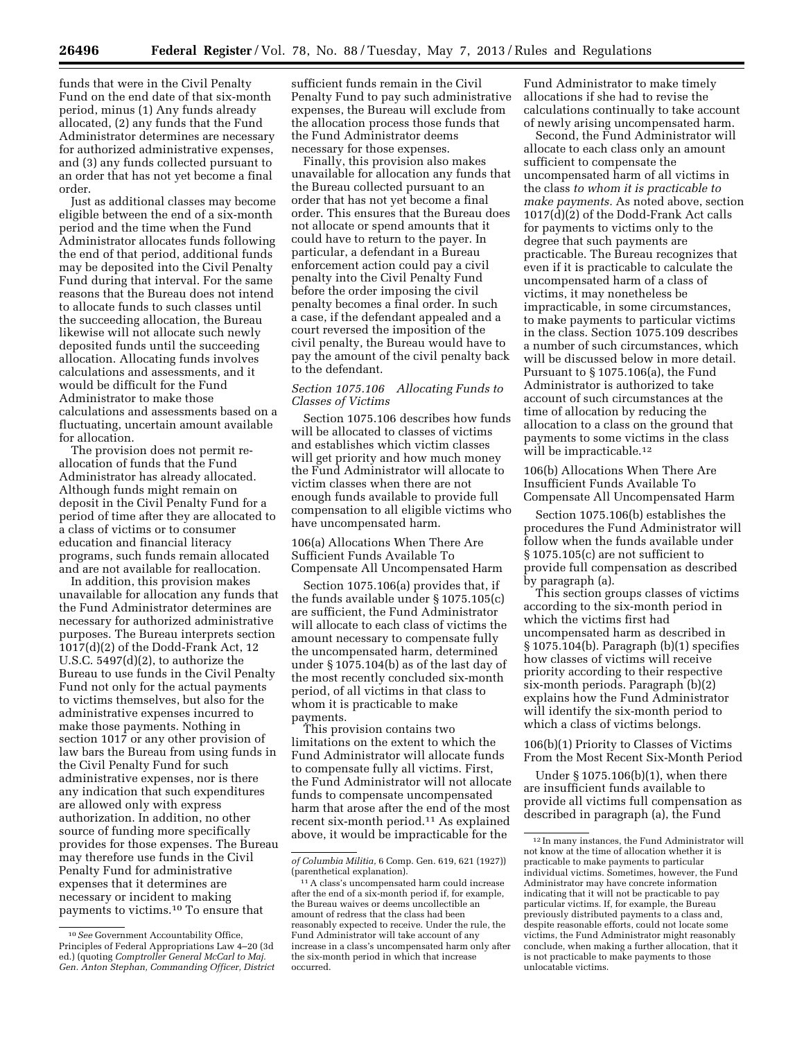funds that were in the Civil Penalty Fund on the end date of that six-month period, minus (1) Any funds already allocated, (2) any funds that the Fund Administrator determines are necessary for authorized administrative expenses, and (3) any funds collected pursuant to an order that has not yet become a final order.

Just as additional classes may become eligible between the end of a six-month period and the time when the Fund Administrator allocates funds following the end of that period, additional funds may be deposited into the Civil Penalty Fund during that interval. For the same reasons that the Bureau does not intend to allocate funds to such classes until the succeeding allocation, the Bureau likewise will not allocate such newly deposited funds until the succeeding allocation. Allocating funds involves calculations and assessments, and it would be difficult for the Fund Administrator to make those calculations and assessments based on a fluctuating, uncertain amount available for allocation.

The provision does not permit re-allocation of funds that the Fund Administrator has already allocated. Although funds might remain on deposit in the Civil Penalty Fund for a period of time after they are allocated to a class of victims or to consumer education and financial literacy programs, such funds remain allocated and are not available for reallocation.

In addition, this provision makes unavailable for allocation any funds that the Fund Administrator determines are necessary for authorized administrative purposes. The Bureau interprets section 1017(d)(2) of the Dodd-Frank Act, 12 U.S.C. 5497(d)(2), to authorize the Bureau to use funds in the Civil Penalty Fund not only for the actual payments to victims themselves, but also for the administrative expenses incurred to make those payments. Nothing in section 1017 or any other provision of law bars the Bureau from using funds in the Civil Penalty Fund for such administrative expenses, nor is there any indication that such expenditures are allowed only with express authorization. In addition, no other source of funding more specifically provides for those expenses. The Bureau may therefore use funds in the Civil Penalty Fund for administrative expenses that it determines are necessary or incident to making payments to victims.[10] To ensure that sufficient funds remain in the Civil Penalty Fund to pay such administrative expenses, the Bureau will exclude from the allocation process those funds that the Fund Administrator deems necessary for those expenses.

Finally, this provision also makes unavailable for allocation any funds that the Bureau collected pursuant to an order that has not yet become a final order. This ensures that the Bureau does not allocate or spend amounts that it could have to return to the payer. In particular, a defendant in a Bureau enforcement action could pay a civil penalty into the Civil Penalty Fund before the order imposing the civil penalty becomes a final order. In such a case, if the defendant appealed and a court reversed the imposition of the civil penalty, the Bureau would have to pay the amount of the civil penalty back to the defendant.

*Section 1075.106 Allocating Funds to Classes of Victims*

Section 1075.106 describes how funds will be allocated to classes of victims and establishes which victim classes will get priority and how much money the Fund Administrator will allocate to victim classes when there are not enough funds available to provide full compensation to all eligible victims who have uncompensated harm.

106(a) Allocations When There Are Sufficient Funds Available To Compensate All Uncompensated Harm

Section 1075.106(a) provides that, if the funds available under § 1075.105(c) are sufficient, the Fund Administrator will allocate to each class of victims the amount necessary to compensate fully the uncompensated harm, determined under § 1075.104(b) as of the last day of the most recently concluded six-month period, of all victims in that class to whom it is practicable to make payments.

This provision contains two limitations on the extent to which the Fund Administrator will allocate funds to compensate fully all victims. First, the Fund Administrator will not allocate funds to compensate uncompensated harm that arose after the end of the most recent six-month period.[11] As explained above, it would be impracticable for the Fund Administrator to make timely allocations if she had to revise the calculations continually to take account of newly arising uncompensated harm.

Second, the Fund Administrator will allocate to each class only an amount sufficient to compensate the uncompensated harm of all victims in the class *to whom it is practicable to make payments.* As noted above, section 1017(d)(2) of the Dodd-Frank Act calls for payments to victims only to the degree that such payments are practicable. The Bureau recognizes that even if it is practicable to calculate the uncompensated harm of a class of victims, it may nonetheless be impracticable, in some circumstances, to make payments to particular victims in the class. Section 1075.109 describes a number of such circumstances, which will be discussed below in more detail. Pursuant to § 1075.106(a), the Fund Administrator is authorized to take account of such circumstances at the time of allocation by reducing the allocation to a class on the ground that payments to some victims in the class will be impracticable.[12]

106(b) Allocations When There Are Insufficient Funds Available To Compensate All Uncompensated Harm

Section 1075.106(b) establishes the procedures the Fund Administrator will follow when the funds available under § 1075.105(c) are not sufficient to provide full compensation as described by paragraph (a).

This section groups classes of victims according to the six-month period in which the victims first had uncompensated harm as described in § 1075.104(b). Paragraph (b)(1) specifies how classes of victims will receive priority according to their respective six-month periods. Paragraph (b)(2) explains how the Fund Administrator will identify the six-month period to which a class of victims belongs.

106(b)(1) Priority to Classes of Victims From the Most Recent Six-Month Period

Under § 1075.106(b)(1), when there are insufficient funds available to provide all victims full compensation as described in paragraph (a), the Fund

---

[10] *See* Government Accountability Office, Principles of Federal Appropriations Law 4–20 (3d ed.) (quoting *Comptroller General McCarl to Maj. Gen. Anton Stephan, Commanding Officer, District of Columbia Militia,* 6 Comp. Gen. 619, 621 (1927)) (parenthetical explanation).

[11] A class's uncompensated harm could increase after the end of a six-month period if, for example, the Bureau waives or deems uncollectible an amount of redress that the class had been reasonably expected to receive. Under the rule, the Fund Administrator will take account of any increase in a class's uncompensated harm only after the six-month period in which that increase occurred.

[12] In many instances, the Fund Administrator will not know at the time of allocation whether it is practicable to make payments to particular individual victims. Sometimes, however, the Fund Administrator may have concrete information indicating that it will not be practicable to pay particular victims. If, for example, the Bureau previously distributed payments to a class and, despite reasonable efforts, could not locate some victims, the Fund Administrator might reasonably conclude, when making a further allocation, that it is not practicable to make payments to those unlocatable victims.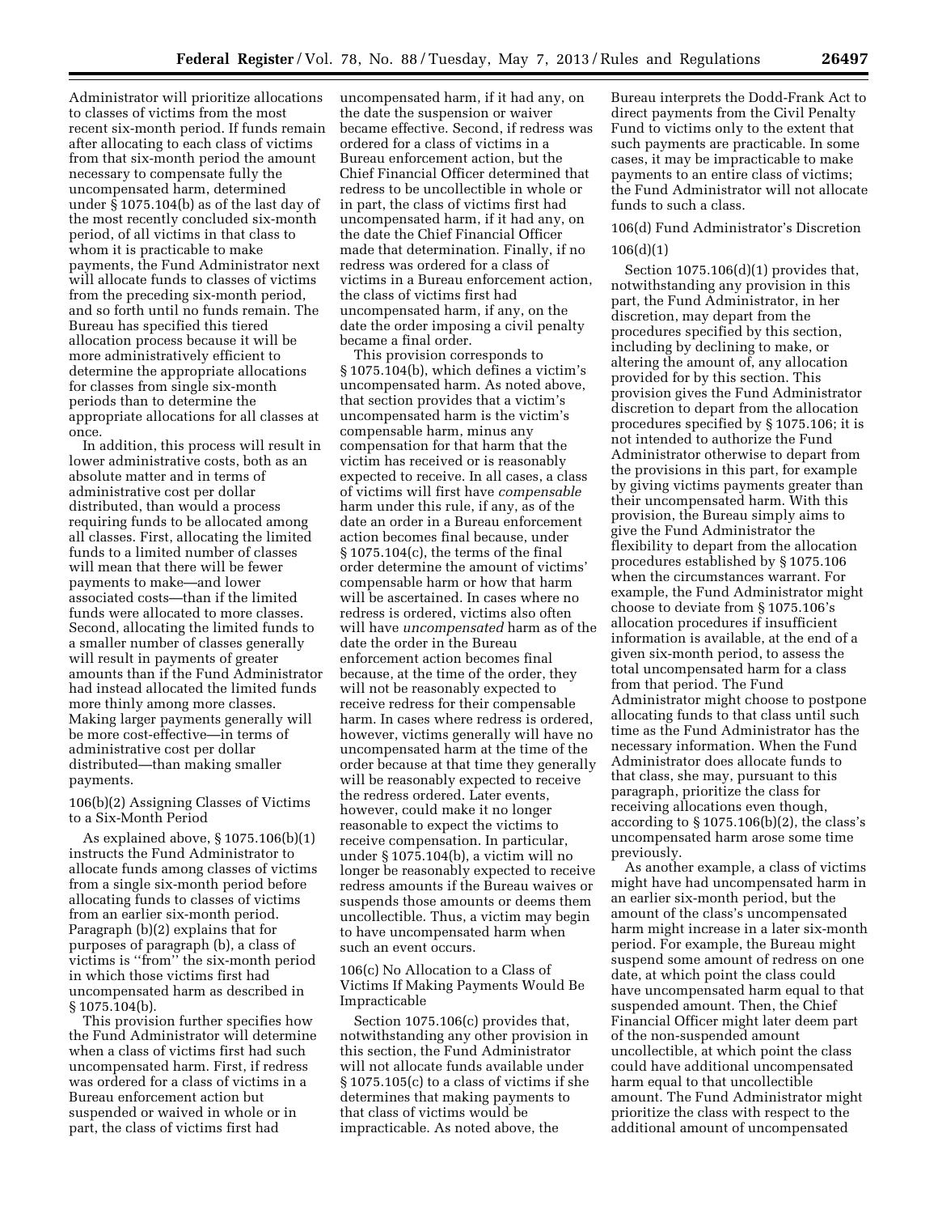Administrator will prioritize allocations to classes of victims from the most recent six-month period. If funds remain after allocating to each class of victims from that six-month period the amount necessary to compensate fully the uncompensated harm, determined under § 1075.104(b) as of the last day of the most recently concluded six-month period, of all victims in that class to whom it is practicable to make payments, the Fund Administrator next will allocate funds to classes of victims from the preceding six-month period, and so forth until no funds remain. The Bureau has specified this tiered allocation process because it will be more administratively efficient to determine the appropriate allocations for classes from single six-month periods than to determine the appropriate allocations for all classes at once.

In addition, this process will result in lower administrative costs, both as an absolute matter and in terms of administrative cost per dollar distributed, than would a process requiring funds to be allocated among all classes. First, allocating the limited funds to a limited number of classes will mean that there will be fewer payments to make—and lower associated costs—than if the limited funds were allocated to more classes. Second, allocating the limited funds to a smaller number of classes generally will result in payments of greater amounts than if the Fund Administrator had instead allocated the limited funds more thinly among more classes. Making larger payments generally will be more cost-effective—in terms of administrative cost per dollar distributed—than making smaller payments.

106(b)(2) Assigning Classes of Victims to a Six-Month Period

As explained above, § 1075.106(b)(1) instructs the Fund Administrator to allocate funds among classes of victims from a single six-month period before allocating funds to classes of victims from an earlier six-month period. Paragraph (b)(2) explains that for purposes of paragraph (b), a class of victims is ''from'' the six-month period in which those victims first had uncompensated harm as described in § 1075.104(b).

This provision further specifies how the Fund Administrator will determine when a class of victims first had such uncompensated harm. First, if redress was ordered for a class of victims in a Bureau enforcement action but suspended or waived in whole or in part, the class of victims first had uncompensated harm, if it had any, on the date the suspension or waiver became effective. Second, if redress was ordered for a class of victims in a Bureau enforcement action, but the Chief Financial Officer determined that redress to be uncollectible in whole or in part, the class of victims first had uncompensated harm, if it had any, on the date the Chief Financial Officer made that determination. Finally, if no redress was ordered for a class of victims in a Bureau enforcement action, the class of victims first had uncompensated harm, if any, on the date the order imposing a civil penalty became a final order.

This provision corresponds to § 1075.104(b), which defines a victim's uncompensated harm. As noted above, that section provides that a victim's uncompensated harm is the victim's compensable harm, minus any compensation for that harm that the victim has received or is reasonably expected to receive. In all cases, a class of victims will first have *compensable* harm under this rule, if any, as of the date an order in a Bureau enforcement action becomes final because, under § 1075.104(c), the terms of the final order determine the amount of victims' compensable harm or how that harm will be ascertained. In cases where no redress is ordered, victims also often will have *uncompensated* harm as of the date the order in the Bureau enforcement action becomes final because, at the time of the order, they will not be reasonably expected to receive redress for their compensable harm. In cases where redress is ordered, however, victims generally will have no uncompensated harm at the time of the order because at that time they generally will be reasonably expected to receive the redress ordered. Later events, however, could make it no longer reasonable to expect the victims to receive compensation. In particular, under § 1075.104(b), a victim will no longer be reasonably expected to receive redress amounts if the Bureau waives or suspends those amounts or deems them uncollectible. Thus, a victim may begin to have uncompensated harm when such an event occurs.

106(c) No Allocation to a Class of Victims If Making Payments Would Be Impracticable

Section 1075.106(c) provides that, notwithstanding any other provision in this section, the Fund Administrator will not allocate funds available under § 1075.105(c) to a class of victims if she determines that making payments to that class of victims would be impracticable. As noted above, the Bureau interprets the Dodd-Frank Act to direct payments from the Civil Penalty Fund to victims only to the extent that such payments are practicable. In some cases, it may be impracticable to make payments to an entire class of victims; the Fund Administrator will not allocate funds to such a class.

106(d) Fund Administrator's Discretion

106(d)(1)

Section 1075.106(d)(1) provides that, notwithstanding any provision in this part, the Fund Administrator, in her discretion, may depart from the procedures specified by this section, including by declining to make, or altering the amount of, any allocation provided for by this section. This provision gives the Fund Administrator discretion to depart from the allocation procedures specified by § 1075.106; it is not intended to authorize the Fund Administrator otherwise to depart from the provisions in this part, for example by giving victims payments greater than their uncompensated harm. With this provision, the Bureau simply aims to give the Fund Administrator the flexibility to depart from the allocation procedures established by § 1075.106 when the circumstances warrant. For example, the Fund Administrator might choose to deviate from § 1075.106's allocation procedures if insufficient information is available, at the end of a given six-month period, to assess the total uncompensated harm for a class from that period. The Fund Administrator might choose to postpone allocating funds to that class until such time as the Fund Administrator has the necessary information. When the Fund Administrator does allocate funds to that class, she may, pursuant to this paragraph, prioritize the class for receiving allocations even though, according to § 1075.106(b)(2), the class's uncompensated harm arose some time previously.

As another example, a class of victims might have had uncompensated harm in an earlier six-month period, but the amount of the class's uncompensated harm might increase in a later six-month period. For example, the Bureau might suspend some amount of redress on one date, at which point the class could have uncompensated harm equal to that suspended amount. Then, the Chief Financial Officer might later deem part of the non-suspended amount uncollectible, at which point the class could have additional uncompensated harm equal to that uncollectible amount. The Fund Administrator might prioritize the class with respect to the additional amount of uncompensated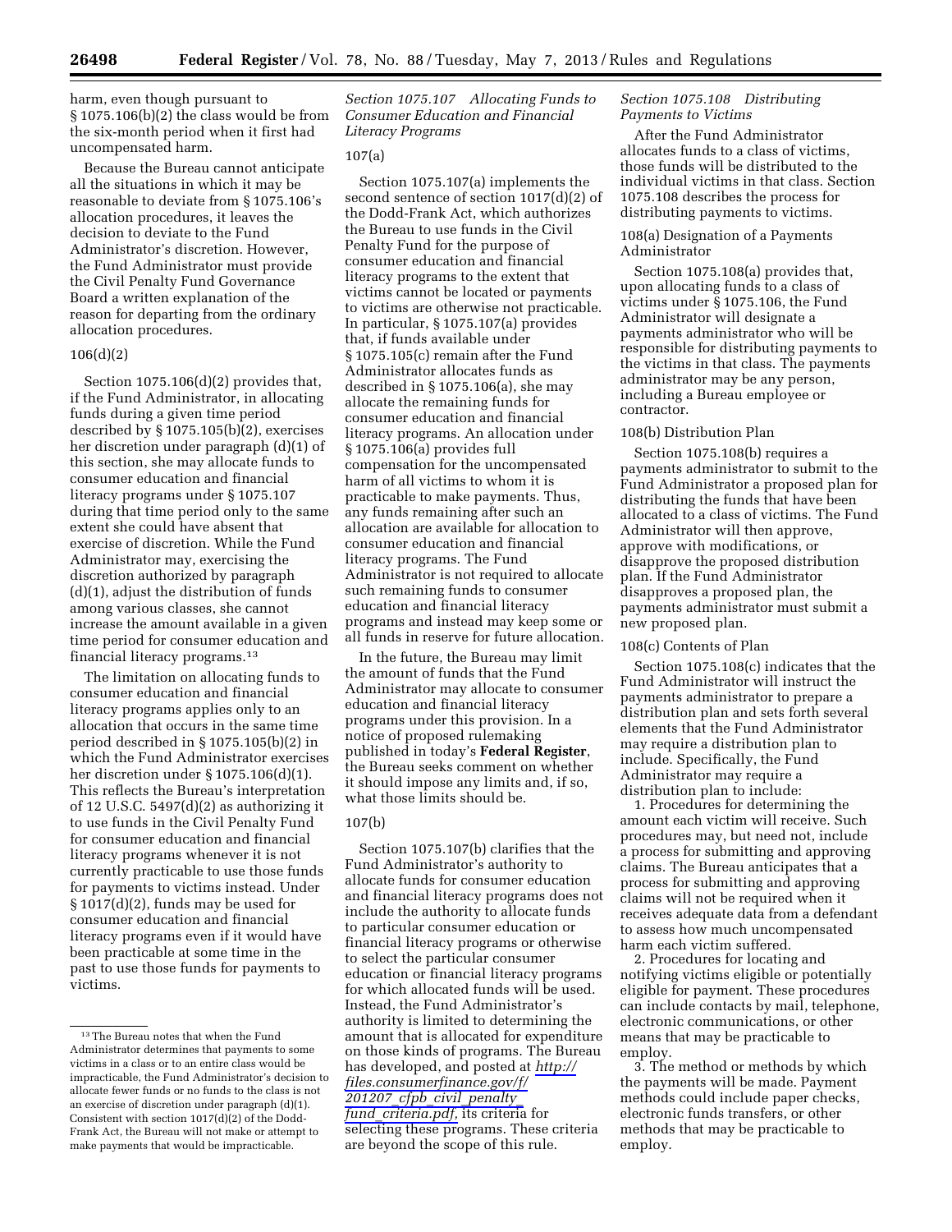harm, even though pursuant to § 1075.106(b)(2) the class would be from the six-month period when it first had uncompensated harm.

Because the Bureau cannot anticipate all the situations in which it may be reasonable to deviate from § 1075.106's allocation procedures, it leaves the decision to deviate to the Fund Administrator's discretion. However, the Fund Administrator must provide the Civil Penalty Fund Governance Board a written explanation of the reason for departing from the ordinary allocation procedures.

106(d)(2)

Section 1075.106(d)(2) provides that, if the Fund Administrator, in allocating funds during a given time period described by § 1075.105(b)(2), exercises her discretion under paragraph (d)(1) of this section, she may allocate funds to consumer education and financial literacy programs under § 1075.107 during that time period only to the same extent she could have absent that exercise of discretion. While the Fund Administrator may, exercising the discretion authorized by paragraph (d)(1), adjust the distribution of funds among various classes, she cannot increase the amount available in a given time period for consumer education and financial literacy programs.[13]

The limitation on allocating funds to consumer education and financial literacy programs applies only to an allocation that occurs in the same time period described in § 1075.105(b)(2) in which the Fund Administrator exercises her discretion under § 1075.106(d)(1). This reflects the Bureau's interpretation of 12 U.S.C. 5497(d)(2) as authorizing it to use funds in the Civil Penalty Fund for consumer education and financial literacy programs whenever it is not currently practicable to use those funds for payments to victims instead. Under § 1017(d)(2), funds may be used for consumer education and financial literacy programs even if it would have been practicable at some time in the past to use those funds for payments to victims.

[13] The Bureau notes that when the Fund Administrator determines that payments to some victims in a class or to an entire class would be impracticable, the Fund Administrator's decision to allocate fewer funds or no funds to the class is not an exercise of discretion under paragraph (d)(1). Consistent with section 1017(d)(2) of the Dodd-Frank Act, the Bureau will not make or attempt to make payments that would be impracticable.

*Section 1075.107 Allocating Funds to Consumer Education and Financial Literacy Programs*

107(a)

Section 1075.107(a) implements the second sentence of section 1017(d)(2) of the Dodd-Frank Act, which authorizes the Bureau to use funds in the Civil Penalty Fund for the purpose of consumer education and financial literacy programs to the extent that victims cannot be located or payments to victims are otherwise not practicable. In particular, § 1075.107(a) provides that, if funds available under § 1075.105(c) remain after the Fund Administrator allocates funds as described in § 1075.106(a), she may allocate the remaining funds for consumer education and financial literacy programs. An allocation under § 1075.106(a) provides full compensation for the uncompensated harm of all victims to whom it is practicable to make payments. Thus, any funds remaining after such an allocation are available for allocation to consumer education and financial literacy programs. The Fund Administrator is not required to allocate such remaining funds to consumer education and financial literacy programs and instead may keep some or all funds in reserve for future allocation.

In the future, the Bureau may limit the amount of funds that the Fund Administrator may allocate to consumer education and financial literacy programs under this provision. In a notice of proposed rulemaking published in today's **Federal Register**, the Bureau seeks comment on whether it should impose any limits and, if so, what those limits should be.

107(b)

Section 1075.107(b) clarifies that the Fund Administrator's authority to allocate funds for consumer education and financial literacy programs does not include the authority to allocate funds to particular consumer education or financial literacy programs or otherwise to select the particular consumer education or financial literacy programs for which allocated funds will be used. Instead, the Fund Administrator's authority is limited to determining the amount that is allocated for expenditure on those kinds of programs. The Bureau has developed, and posted at *http://files.consumerfinance.gov/f/201207_cfpb_civil_penalty_fund_criteria.pdf,* its criteria for selecting these programs. These criteria are beyond the scope of this rule.

*Section 1075.108 Distributing Payments to Victims*

After the Fund Administrator allocates funds to a class of victims, those funds will be distributed to the individual victims in that class. Section 1075.108 describes the process for distributing payments to victims.

108(a) Designation of a Payments Administrator

Section 1075.108(a) provides that, upon allocating funds to a class of victims under § 1075.106, the Fund Administrator will designate a payments administrator who will be responsible for distributing payments to the victims in that class. The payments administrator may be any person, including a Bureau employee or contractor.

108(b) Distribution Plan

Section 1075.108(b) requires a payments administrator to submit to the Fund Administrator a proposed plan for distributing the funds that have been allocated to a class of victims. The Fund Administrator will then approve, approve with modifications, or disapprove the proposed distribution plan. If the Fund Administrator disapproves a proposed plan, the payments administrator must submit a new proposed plan.

108(c) Contents of Plan

Section 1075.108(c) indicates that the Fund Administrator will instruct the payments administrator to prepare a distribution plan and sets forth several elements that the Fund Administrator may require a distribution plan to include. Specifically, the Fund Administrator may require a distribution plan to include:

1. Procedures for determining the amount each victim will receive. Such procedures may, but need not, include a process for submitting and approving claims. The Bureau anticipates that a process for submitting and approving claims will not be required when it receives adequate data from a defendant to assess how much uncompensated harm each victim suffered.
2. Procedures for locating and notifying victims eligible or potentially eligible for payment. These procedures can include contacts by mail, telephone, electronic communications, or other means that may be practicable to employ.
3. The method or methods by which the payments will be made. Payment methods could include paper checks, electronic funds transfers, or other methods that may be practicable to employ.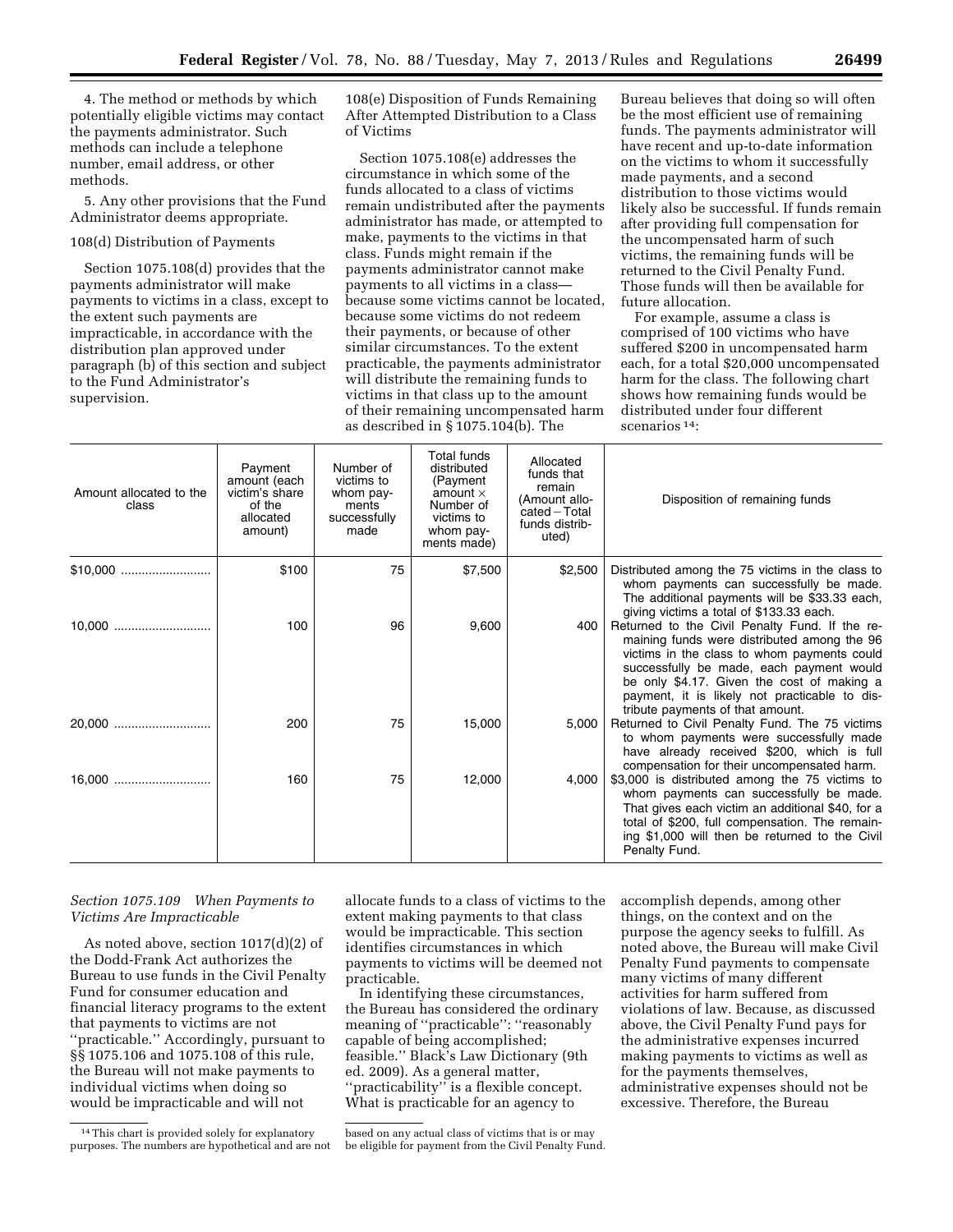4. The method or methods by which potentially eligible victims may contact the payments administrator. Such methods can include a telephone number, email address, or other methods.

5. Any other provisions that the Fund Administrator deems appropriate.

108(d) Distribution of Payments

Section 1075.108(d) provides that the payments administrator will make payments to victims in a class, except to the extent such payments are impracticable, in accordance with the distribution plan approved under paragraph (b) of this section and subject to the Fund Administrator's supervision.

108(e) Disposition of Funds Remaining After Attempted Distribution to a Class of Victims

Section 1075.108(e) addresses the circumstance in which some of the funds allocated to a class of victims remain undistributed after the payments administrator has made, or attempted to make, payments to the victims in that class. Funds might remain if the payments administrator cannot make payments to all victims in a class—because some victims cannot be located, because some victims do not redeem their payments, or because of other similar circumstances. To the extent practicable, the payments administrator will distribute the remaining funds to victims in that class up to the amount of their remaining uncompensated harm as described in § 1075.104(b). The Bureau believes that doing so will often be the most efficient use of remaining funds. The payments administrator will have recent and up-to-date information on the victims to whom it successfully made payments, and a second distribution to those victims would likely also be successful. If funds remain after providing full compensation for the uncompensated harm of such victims, the remaining funds will be returned to the Civil Penalty Fund. Those funds will then be available for future allocation.

For example, assume a class is comprised of 100 victims who have suffered $200 in uncompensated harm each, for a total $20,000 uncompensated harm for the class. The following chart shows how remaining funds would be distributed under four different scenarios [14]:

| Amount allocated to the class | Payment amount (each victim's share of the allocated amount) | Number of victims to whom payments successfully made | Total funds distributed (Payment amount × Number of victims to whom payments made) | Allocated funds that remain (Amount allocated − Total funds distributed) | Disposition of remaining funds |
|---|---|---|---|---|---|
| $10,000 | $100 | 75 | $7,500 | $2,500 | Distributed among the 75 victims in the class to whom payments can successfully be made. The additional payments will be $33.33 each, giving victims a total of $133.33 each. |
| 10,000 | 100 | 96 | 9,600 | 400 | Returned to the Civil Penalty Fund. If the remaining funds were distributed among the 96 victims in the class to whom payments could successfully be made, each payment would be only $4.17. Given the cost of making a payment, it is likely not practicable to distribute payments of that amount. |
| 20,000 | 200 | 75 | 15,000 | 5,000 | Returned to Civil Penalty Fund. The 75 victims to whom payments were successfully made have already received $200, which is full compensation for their uncompensated harm. |
| 16,000 | 160 | 75 | 12,000 | 4,000 | $3,000 is distributed among the 75 victims to whom payments can successfully be made. That gives each victim an additional $40, for a total of $200, full compensation. The remaining $1,000 will then be returned to the Civil Penalty Fund. |

*Section 1075.109 When Payments to Victims Are Impracticable*

As noted above, section 1017(d)(2) of the Dodd-Frank Act authorizes the Bureau to use funds in the Civil Penalty Fund for consumer education and financial literacy programs to the extent that payments to victims are not "practicable." Accordingly, pursuant to §§ 1075.106 and 1075.108 of this rule, the Bureau will not make payments to individual victims when doing so would be impracticable and will not allocate funds to a class of victims to the extent making payments to that class would be impracticable. This section identifies circumstances in which payments to victims will be deemed not practicable.

In identifying these circumstances, the Bureau has considered the ordinary meaning of "practicable": "reasonably capable of being accomplished; feasible." Black's Law Dictionary (9th ed. 2009). As a general matter, "practicability" is a flexible concept. What is practicable for an agency to accomplish depends, among other things, on the context and on the purpose the agency seeks to fulfill. As noted above, the Bureau will make Civil Penalty Fund payments to compensate many victims of many different activities for harm suffered from violations of law. Because, as discussed above, the Civil Penalty Fund pays for the administrative expenses incurred making payments to victims as well as for the payments themselves, administrative expenses should not be excessive. Therefore, the Bureau

[14] This chart is provided solely for explanatory purposes. The numbers are hypothetical and are not based on any actual class of victims that is or may be eligible for payment from the Civil Penalty Fund.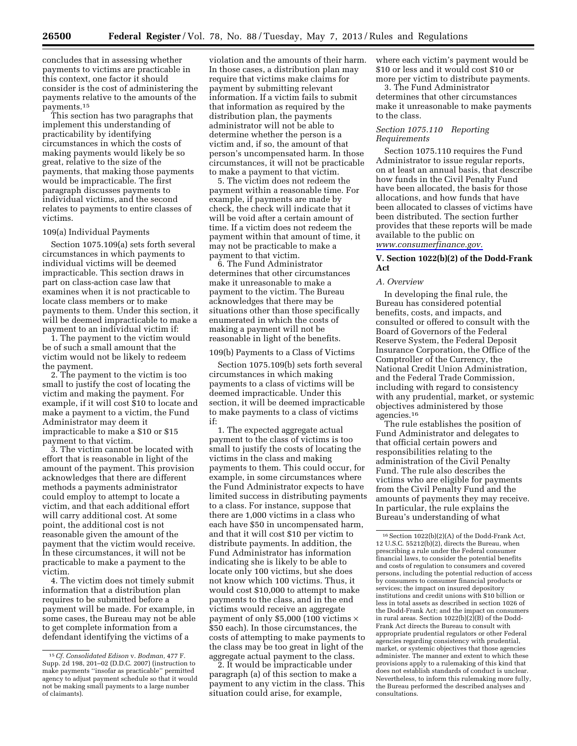concludes that in assessing whether payments to victims are practicable in this context, one factor it should consider is the cost of administering the payments relative to the amounts of the payments.[15]

This section has two paragraphs that implement this understanding of practicability by identifying circumstances in which the costs of making payments would likely be so great, relative to the size of the payments, that making those payments would be impracticable. The first paragraph discusses payments to individual victims, and the second relates to payments to entire classes of victims.

109(a) Individual Payments

Section 1075.109(a) sets forth several circumstances in which payments to individual victims will be deemed impracticable. This section draws in part on class-action case law that examines when it is not practicable to locate class members or to make payments to them. Under this section, it will be deemed impracticable to make a payment to an individual victim if:

1. The payment to the victim would be of such a small amount that the victim would not be likely to redeem the payment.

2. The payment to the victim is too small to justify the cost of locating the victim and making the payment. For example, if it will cost $10 to locate and make a payment to a victim, the Fund Administrator may deem it impracticable to make a $10 or $15 payment to that victim.

3. The victim cannot be located with effort that is reasonable in light of the amount of the payment. This provision acknowledges that there are different methods a payments administrator could employ to attempt to locate a victim, and that each additional effort will carry additional cost. At some point, the additional cost is not reasonable given the amount of the payment that the victim would receive. In these circumstances, it will not be practicable to make a payment to the victim.

4. The victim does not timely submit information that a distribution plan requires to be submitted before a payment will be made. For example, in some cases, the Bureau may not be able to get complete information from a defendant identifying the victims of a violation and the amounts of their harm. In those cases, a distribution plan may require that victims make claims for payment by submitting relevant information. If a victim fails to submit that information as required by the distribution plan, the payments administrator will not be able to determine whether the person is a victim and, if so, the amount of that person's uncompensated harm. In those circumstances, it will not be practicable to make a payment to that victim.

5. The victim does not redeem the payment within a reasonable time. For example, if payments are made by check, the check will indicate that it will be void after a certain amount of time. If a victim does not redeem the payment within that amount of time, it may not be practicable to make a payment to that victim.

6. The Fund Administrator determines that other circumstances make it unreasonable to make a payment to the victim. The Bureau acknowledges that there may be situations other than those specifically enumerated in which the costs of making a payment will not be reasonable in light of the benefits.

109(b) Payments to a Class of Victims

Section 1075.109(b) sets forth several circumstances in which making payments to a class of victims will be deemed impracticable. Under this section, it will be deemed impracticable to make payments to a class of victims if:

1. The expected aggregate actual payment to the class of victims is too small to justify the costs of locating the victims in the class and making payments to them. This could occur, for example, in some circumstances where the Fund Administrator expects to have limited success in distributing payments to a class. For instance, suppose that there are 1,000 victims in a class who each have $50 in uncompensated harm, and that it will cost $10 per victim to distribute payments. In addition, the Fund Administrator has information indicating she is likely to be able to locate only 100 victims, but she does not know which 100 victims. Thus, it would cost $10,000 to attempt to make payments to the class, and in the end victims would receive an aggregate payment of only $5,000 (100 victims × $50 each). In those circumstances, the costs of attempting to make payments to the class may be too great in light of the aggregate actual payment to the class.

2. It would be impracticable under paragraph (a) of this section to make a payment to any victim in the class. This situation could arise, for example, where each victim's payment would be $10 or less and it would cost $10 or more per victim to distribute payments.

3. The Fund Administrator determines that other circumstances make it unreasonable to make payments to the class.

*Section 1075.110 Reporting Requirements*

Section 1075.110 requires the Fund Administrator to issue regular reports, on at least an annual basis, that describe how funds in the Civil Penalty Fund have been allocated, the basis for those allocations, and how funds that have been allocated to classes of victims have been distributed. The section further provides that these reports will be made available to the public on *www.consumerfinance.gov.*

## V. Section 1022(b)(2) of the Dodd-Frank Act

### *A. Overview*

In developing the final rule, the Bureau has considered potential benefits, costs, and impacts, and consulted or offered to consult with the Board of Governors of the Federal Reserve System, the Federal Deposit Insurance Corporation, the Office of the Comptroller of the Currency, the National Credit Union Administration, and the Federal Trade Commission, including with regard to consistency with any prudential, market, or systemic objectives administered by those agencies.[16]

The rule establishes the position of Fund Administrator and delegates to that official certain powers and responsibilities relating to the administration of the Civil Penalty Fund. The rule also describes the victims who are eligible for payments from the Civil Penalty Fund and the amounts of payments they may receive. In particular, the rule explains the Bureau's understanding of what

---

[15] *Cf. Consolidated Edison* v. *Bodman,* 477 F. Supp. 2d 198, 201–02 (D.D.C. 2007) (instruction to make payments ''insofar as practicable'' permitted agency to adjust payment schedule so that it would not be making small payments to a large number of claimants).

[16] Section 1022(b)(2)(A) of the Dodd-Frank Act, 12 U.S.C. 55212(b)(2), directs the Bureau, when prescribing a rule under the Federal consumer financial laws, to consider the potential benefits and costs of regulation to consumers and covered persons, including the potential reduction of access by consumers to consumer financial products or services; the impact on insured depository institutions and credit unions with $10 billion or less in total assets as described in section 1026 of the Dodd-Frank Act; and the impact on consumers in rural areas. Section 1022(b)(2)(B) of the Dodd-Frank Act directs the Bureau to consult with appropriate prudential regulators or other Federal agencies regarding consistency with prudential, market, or systemic objectives that those agencies administer. The manner and extent to which these provisions apply to a rulemaking of this kind that does not establish standards of conduct is unclear. Nevertheless, to inform this rulemaking more fully, the Bureau performed the described analyses and consultations.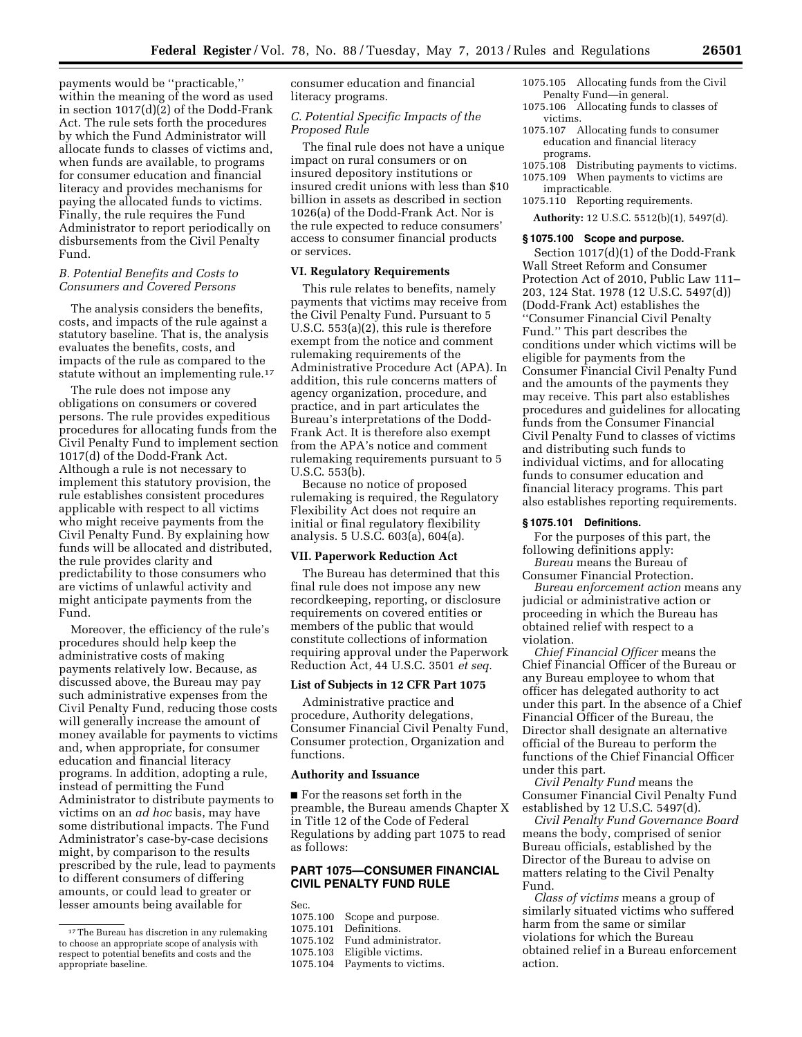payments would be ''practicable,'' within the meaning of the word as used in section 1017(d)(2) of the Dodd-Frank Act. The rule sets forth the procedures by which the Fund Administrator will allocate funds to classes of victims and, when funds are available, to programs for consumer education and financial literacy and provides mechanisms for paying the allocated funds to victims. Finally, the rule requires the Fund Administrator to report periodically on disbursements from the Civil Penalty Fund.

### *B. Potential Benefits and Costs to Consumers and Covered Persons*

The analysis considers the benefits, costs, and impacts of the rule against a statutory baseline. That is, the analysis evaluates the benefits, costs, and impacts of the rule as compared to the statute without an implementing rule.[17]

The rule does not impose any obligations on consumers or covered persons. The rule provides expeditious procedures for allocating funds from the Civil Penalty Fund to implement section 1017(d) of the Dodd-Frank Act. Although a rule is not necessary to implement this statutory provision, the rule establishes consistent procedures applicable with respect to all victims who might receive payments from the Civil Penalty Fund. By explaining how funds will be allocated and distributed, the rule provides clarity and predictability to those consumers who are victims of unlawful activity and might anticipate payments from the Fund.

Moreover, the efficiency of the rule's procedures should help keep the administrative costs of making payments relatively low. Because, as discussed above, the Bureau may pay such administrative expenses from the Civil Penalty Fund, reducing those costs will generally increase the amount of money available for payments to victims and, when appropriate, for consumer education and financial literacy programs. In addition, adopting a rule, instead of permitting the Fund Administrator to distribute payments to victims on an *ad hoc* basis, may have some distributional impacts. The Fund Administrator's case-by-case decisions might, by comparison to the results prescribed by the rule, lead to payments to different consumers of differing amounts, or could lead to greater or lesser amounts being available for consumer education and financial literacy programs.

### *C. Potential Specific Impacts of the Proposed Rule*

The final rule does not have a unique impact on rural consumers or on insured depository institutions or insured credit unions with less than $10 billion in assets as described in section 1026(a) of the Dodd-Frank Act. Nor is the rule expected to reduce consumers' access to consumer financial products or services.

## VI. Regulatory Requirements

This rule relates to benefits, namely payments that victims may receive from the Civil Penalty Fund. Pursuant to 5 U.S.C. 553(a)(2), this rule is therefore exempt from the notice and comment rulemaking requirements of the Administrative Procedure Act (APA). In addition, this rule concerns matters of agency organization, procedure, and practice, and in part articulates the Bureau's interpretations of the Dodd-Frank Act. It is therefore also exempt from the APA's notice and comment rulemaking requirements pursuant to 5 U.S.C. 553(b).

Because no notice of proposed rulemaking is required, the Regulatory Flexibility Act does not require an initial or final regulatory flexibility analysis. 5 U.S.C. 603(a), 604(a).

## VII. Paperwork Reduction Act

The Bureau has determined that this final rule does not impose any new recordkeeping, reporting, or disclosure requirements on covered entities or members of the public that would constitute collections of information requiring approval under the Paperwork Reduction Act, 44 U.S.C. 3501 *et seq.*

## List of Subjects in 12 CFR Part 1075

Administrative practice and procedure, Authority delegations, Consumer Financial Civil Penalty Fund, Consumer protection, Organization and functions.

## Authority and Issuance

■ For the reasons set forth in the preamble, the Bureau amends Chapter X in Title 12 of the Code of Federal Regulations by adding part 1075 to read as follows:

## PART 1075—CONSUMER FINANCIAL CIVIL PENALTY FUND RULE

Sec.
1075.100 Scope and purpose.
1075.101 Definitions.
1075.102 Fund administrator.
1075.103 Eligible victims.
1075.104 Payments to victims.
1075.105 Allocating funds from the Civil Penalty Fund—in general.
1075.106 Allocating funds to classes of victims.
1075.107 Allocating funds to consumer education and financial literacy programs.
1075.108 Distributing payments to victims.
1075.109 When payments to victims are impracticable.
1075.110 Reporting requirements.

**Authority:** 12 U.S.C. 5512(b)(1), 5497(d).

### § 1075.100 Scope and purpose.

Section 1017(d)(1) of the Dodd-Frank Wall Street Reform and Consumer Protection Act of 2010, Public Law 111–203, 124 Stat. 1978 (12 U.S.C. 5497(d)) (Dodd-Frank Act) establishes the ''Consumer Financial Civil Penalty Fund.'' This part describes the conditions under which victims will be eligible for payments from the Consumer Financial Civil Penalty Fund and the amounts of the payments they may receive. This part also establishes procedures and guidelines for allocating funds from the Consumer Financial Civil Penalty Fund to classes of victims and distributing such funds to individual victims, and for allocating funds to consumer education and financial literacy programs. This part also establishes reporting requirements.

### § 1075.101 Definitions.

For the purposes of this part, the following definitions apply:

*Bureau* means the Bureau of Consumer Financial Protection.

*Bureau enforcement action* means any judicial or administrative action or proceeding in which the Bureau has obtained relief with respect to a violation.

*Chief Financial Officer* means the Chief Financial Officer of the Bureau or any Bureau employee to whom that officer has delegated authority to act under this part. In the absence of a Chief Financial Officer of the Bureau, the Director shall designate an alternative official of the Bureau to perform the functions of the Chief Financial Officer under this part.

*Civil Penalty Fund* means the Consumer Financial Civil Penalty Fund established by 12 U.S.C. 5497(d).

*Civil Penalty Fund Governance Board* means the body, comprised of senior Bureau officials, established by the Director of the Bureau to advise on matters relating to the Civil Penalty Fund.

*Class of victims* means a group of similarly situated victims who suffered harm from the same or similar violations for which the Bureau obtained relief in a Bureau enforcement action.

[17] The Bureau has discretion in any rulemaking to choose an appropriate scope of analysis with respect to potential benefits and costs and the appropriate baseline.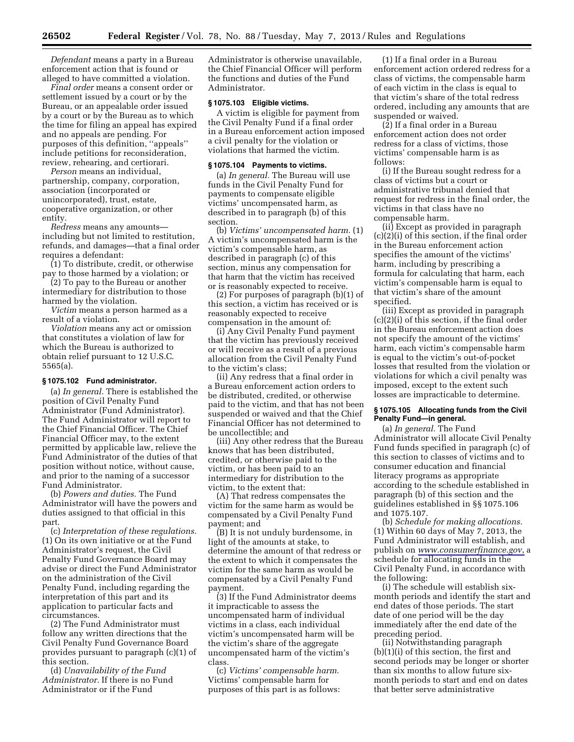*Defendant* means a party in a Bureau enforcement action that is found or alleged to have committed a violation.

*Final order* means a consent order or settlement issued by a court or by the Bureau, or an appealable order issued by a court or by the Bureau as to which the time for filing an appeal has expired and no appeals are pending. For purposes of this definition, ''appeals'' include petitions for reconsideration, review, rehearing, and certiorari.

*Person* means an individual, partnership, company, corporation, association (incorporated or unincorporated), trust, estate, cooperative organization, or other entity.

*Redress* means any amounts—including but not limited to restitution, refunds, and damages—that a final order requires a defendant:

(1) To distribute, credit, or otherwise pay to those harmed by a violation; or

(2) To pay to the Bureau or another intermediary for distribution to those harmed by the violation.

*Victim* means a person harmed as a result of a violation.

*Violation* means any act or omission that constitutes a violation of law for which the Bureau is authorized to obtain relief pursuant to 12 U.S.C. 5565(a).

### § 1075.102 Fund administrator.

(a) *In general.* There is established the position of Civil Penalty Fund Administrator (Fund Administrator). The Fund Administrator will report to the Chief Financial Officer. The Chief Financial Officer may, to the extent permitted by applicable law, relieve the Fund Administrator of the duties of that position without notice, without cause, and prior to the naming of a successor Fund Administrator.

(b) *Powers and duties.* The Fund Administrator will have the powers and duties assigned to that official in this part.

(c) *Interpretation of these regulations.* (1) On its own initiative or at the Fund Administrator's request, the Civil Penalty Fund Governance Board may advise or direct the Fund Administrator on the administration of the Civil Penalty Fund, including regarding the interpretation of this part and its application to particular facts and circumstances.

(2) The Fund Administrator must follow any written directions that the Civil Penalty Fund Governance Board provides pursuant to paragraph (c)(1) of this section.

(d) *Unavailability of the Fund Administrator.* If there is no Fund Administrator or if the Fund Administrator is otherwise unavailable, the Chief Financial Officer will perform the functions and duties of the Fund Administrator.

### § 1075.103 Eligible victims.

A victim is eligible for payment from the Civil Penalty Fund if a final order in a Bureau enforcement action imposed a civil penalty for the violation or violations that harmed the victim.

### § 1075.104 Payments to victims.

(a) *In general.* The Bureau will use funds in the Civil Penalty Fund for payments to compensate eligible victims' uncompensated harm, as described in to paragraph (b) of this section.

(b) *Victims' uncompensated harm.* (1) A victim's uncompensated harm is the victim's compensable harm, as described in paragraph (c) of this section, minus any compensation for that harm that the victim has received or is reasonably expected to receive.

(2) For purposes of paragraph (b)(1) of this section, a victim has received or is reasonably expected to receive compensation in the amount of:

(i) Any Civil Penalty Fund payment that the victim has previously received or will receive as a result of a previous allocation from the Civil Penalty Fund to the victim's class;

(ii) Any redress that a final order in a Bureau enforcement action orders to be distributed, credited, or otherwise paid to the victim, and that has not been suspended or waived and that the Chief Financial Officer has not determined to be uncollectible; and

(iii) Any other redress that the Bureau knows that has been distributed, credited, or otherwise paid to the victim, or has been paid to an intermediary for distribution to the victim, to the extent that:

(A) That redress compensates the victim for the same harm as would be compensated by a Civil Penalty Fund payment; and

(B) It is not unduly burdensome, in light of the amounts at stake, to determine the amount of that redress or the extent to which it compensates the victim for the same harm as would be compensated by a Civil Penalty Fund payment.

(3) If the Fund Administrator deems it impracticable to assess the uncompensated harm of individual victims in a class, each individual victim's uncompensated harm will be the victim's share of the aggregate uncompensated harm of the victim's class.

(c) *Victims' compensable harm.* Victims' compensable harm for purposes of this part is as follows:

(1) If a final order in a Bureau enforcement action ordered redress for a class of victims, the compensable harm of each victim in the class is equal to that victim's share of the total redress ordered, including any amounts that are suspended or waived.

(2) If a final order in a Bureau enforcement action does not order redress for a class of victims, those victims' compensable harm is as follows:

(i) If the Bureau sought redress for a class of victims but a court or administrative tribunal denied that request for redress in the final order, the victims in that class have no compensable harm.

(ii) Except as provided in paragraph (c)(2)(i) of this section, if the final order in the Bureau enforcement action specifies the amount of the victims' harm, including by prescribing a formula for calculating that harm, each victim's compensable harm is equal to that victim's share of the amount specified.

(iii) Except as provided in paragraph (c)(2)(i) of this section, if the final order in the Bureau enforcement action does not specify the amount of the victims' harm, each victim's compensable harm is equal to the victim's out-of-pocket losses that resulted from the violation or violations for which a civil penalty was imposed, except to the extent such losses are impracticable to determine.

### § 1075.105 Allocating funds from the Civil Penalty Fund—in general.

(a) *In general.* The Fund Administrator will allocate Civil Penalty Fund funds specified in paragraph (c) of this section to classes of victims and to consumer education and financial literacy programs as appropriate according to the schedule established in paragraph (b) of this section and the guidelines established in §§ 1075.106 and 1075.107.

(b) *Schedule for making allocations.* (1) Within 60 days of May 7, 2013, the Fund Administrator will establish, and publish on *www.consumerfinance.gov*, a schedule for allocating funds in the Civil Penalty Fund, in accordance with the following:

(i) The schedule will establish six-month periods and identify the start and end dates of those periods. The start date of one period will be the day immediately after the end date of the preceding period.

(ii) Notwithstanding paragraph (b)(1)(i) of this section, the first and second periods may be longer or shorter than six months to allow future six-month periods to start and end on dates that better serve administrative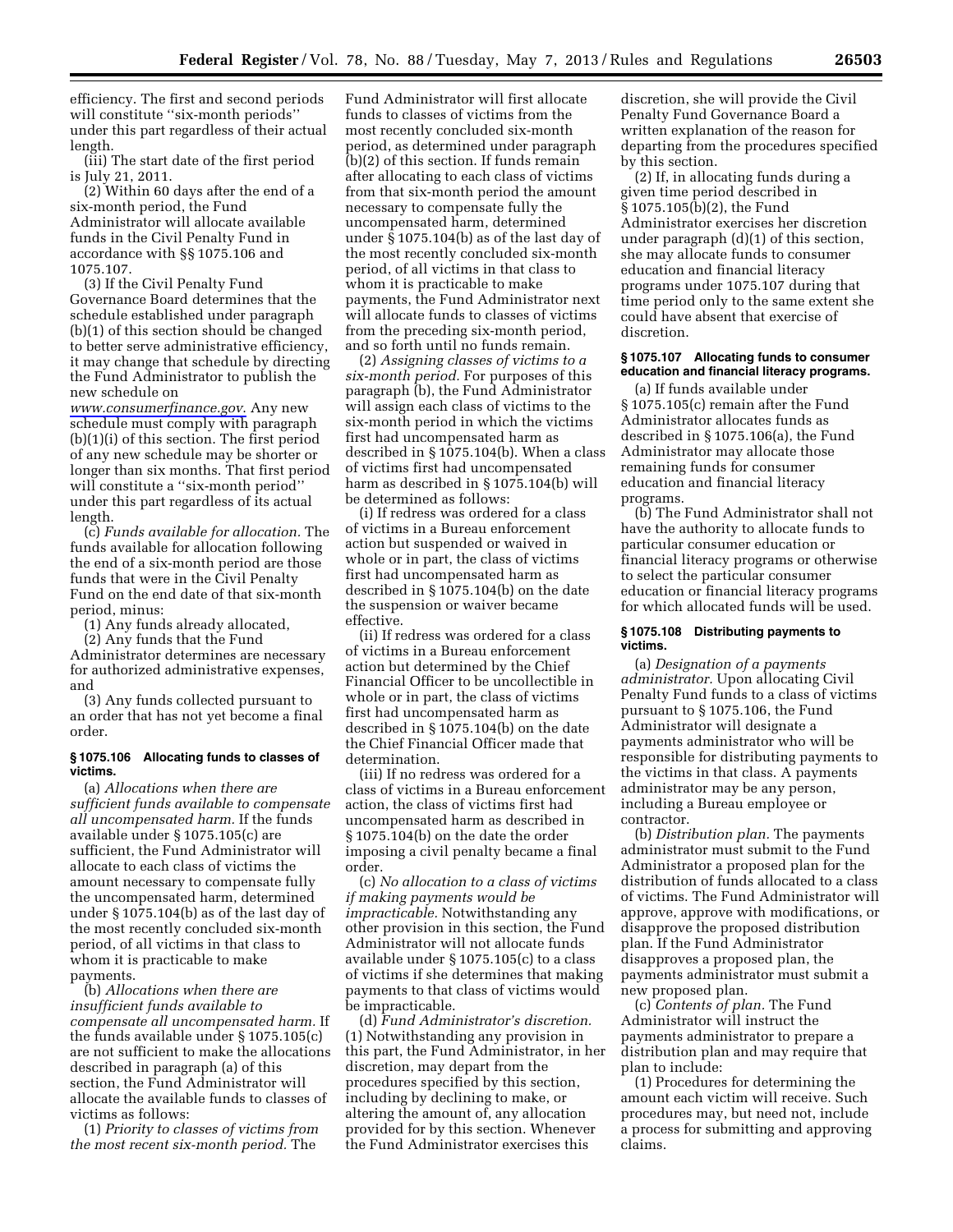efficiency. The first and second periods will constitute ''six-month periods'' under this part regardless of their actual length.

(iii) The start date of the first period is July 21, 2011.

(2) Within 60 days after the end of a six-month period, the Fund Administrator will allocate available funds in the Civil Penalty Fund in accordance with §§ 1075.106 and 1075.107.

(3) If the Civil Penalty Fund Governance Board determines that the schedule established under paragraph (b)(1) of this section should be changed to better serve administrative efficiency, it may change that schedule by directing the Fund Administrator to publish the new schedule on www.consumerfinance.gov. Any new schedule must comply with paragraph (b)(1)(i) of this section. The first period of any new schedule may be shorter or longer than six months. That first period will constitute a ''six-month period'' under this part regardless of its actual length.

(c) *Funds available for allocation.* The funds available for allocation following the end of a six-month period are those funds that were in the Civil Penalty Fund on the end date of that six-month period, minus:

(1) Any funds already allocated,

(2) Any funds that the Fund Administrator determines are necessary for authorized administrative expenses, and

(3) Any funds collected pursuant to an order that has not yet become a final order.

### § 1075.106 Allocating funds to classes of victims.

(a) *Allocations when there are sufficient funds available to compensate all uncompensated harm.* If the funds available under § 1075.105(c) are sufficient, the Fund Administrator will allocate to each class of victims the amount necessary to compensate fully the uncompensated harm, determined under § 1075.104(b) as of the last day of the most recently concluded six-month period, of all victims in that class to whom it is practicable to make payments.

(b) *Allocations when there are insufficient funds available to compensate all uncompensated harm.* If the funds available under § 1075.105(c) are not sufficient to make the allocations described in paragraph (a) of this section, the Fund Administrator will allocate the available funds to classes of victims as follows:

(1) *Priority to classes of victims from the most recent six-month period.* The Fund Administrator will first allocate funds to classes of victims from the most recently concluded six-month period, as determined under paragraph (b)(2) of this section. If funds remain after allocating to each class of victims from that six-month period the amount necessary to compensate fully the uncompensated harm, determined under § 1075.104(b) as of the last day of the most recently concluded six-month period, of all victims in that class to whom it is practicable to make payments, the Fund Administrator next will allocate funds to classes of victims from the preceding six-month period, and so forth until no funds remain.

(2) *Assigning classes of victims to a six-month period.* For purposes of this paragraph (b), the Fund Administrator will assign each class of victims to the six-month period in which the victims first had uncompensated harm as described in § 1075.104(b). When a class of victims first had uncompensated harm as described in § 1075.104(b) will be determined as follows:

(i) If redress was ordered for a class of victims in a Bureau enforcement action but suspended or waived in whole or in part, the class of victims first had uncompensated harm as described in § 1075.104(b) on the date the suspension or waiver became effective.

(ii) If redress was ordered for a class of victims in a Bureau enforcement action but determined by the Chief Financial Officer to be uncollectible in whole or in part, the class of victims first had uncompensated harm as described in § 1075.104(b) on the date the Chief Financial Officer made that determination.

(iii) If no redress was ordered for a class of victims in a Bureau enforcement action, the class of victims first had uncompensated harm as described in § 1075.104(b) on the date the order imposing a civil penalty became a final order.

(c) *No allocation to a class of victims if making payments would be impracticable.* Notwithstanding any other provision in this section, the Fund Administrator will not allocate funds available under § 1075.105(c) to a class of victims if she determines that making payments to that class of victims would be impracticable.

(d) *Fund Administrator's discretion.* (1) Notwithstanding any provision in this part, the Fund Administrator, in her discretion, may depart from the procedures specified by this section, including by declining to make, or altering the amount of, any allocation provided for by this section. Whenever the Fund Administrator exercises this discretion, she will provide the Civil Penalty Fund Governance Board a written explanation of the reason for departing from the procedures specified by this section.

(2) If, in allocating funds during a given time period described in § 1075.105(b)(2), the Fund Administrator exercises her discretion under paragraph (d)(1) of this section, she may allocate funds to consumer education and financial literacy programs under 1075.107 during that time period only to the same extent she could have absent that exercise of discretion.

### § 1075.107 Allocating funds to consumer education and financial literacy programs.

(a) If funds available under § 1075.105(c) remain after the Fund Administrator allocates funds as described in § 1075.106(a), the Fund Administrator may allocate those remaining funds for consumer education and financial literacy programs.

(b) The Fund Administrator shall not have the authority to allocate funds to particular consumer education or financial literacy programs or otherwise to select the particular consumer education or financial literacy programs for which allocated funds will be used.

### § 1075.108 Distributing payments to victims.

(a) *Designation of a payments administrator.* Upon allocating Civil Penalty Fund funds to a class of victims pursuant to § 1075.106, the Fund Administrator will designate a payments administrator who will be responsible for distributing payments to the victims in that class. A payments administrator may be any person, including a Bureau employee or contractor.

(b) *Distribution plan.* The payments administrator must submit to the Fund Administrator a proposed plan for the distribution of funds allocated to a class of victims. The Fund Administrator will approve, approve with modifications, or disapprove the proposed distribution plan. If the Fund Administrator disapproves a proposed plan, the payments administrator must submit a new proposed plan.

(c) *Contents of plan.* The Fund Administrator will instruct the payments administrator to prepare a distribution plan and may require that plan to include:

(1) Procedures for determining the amount each victim will receive. Such procedures may, but need not, include a process for submitting and approving claims.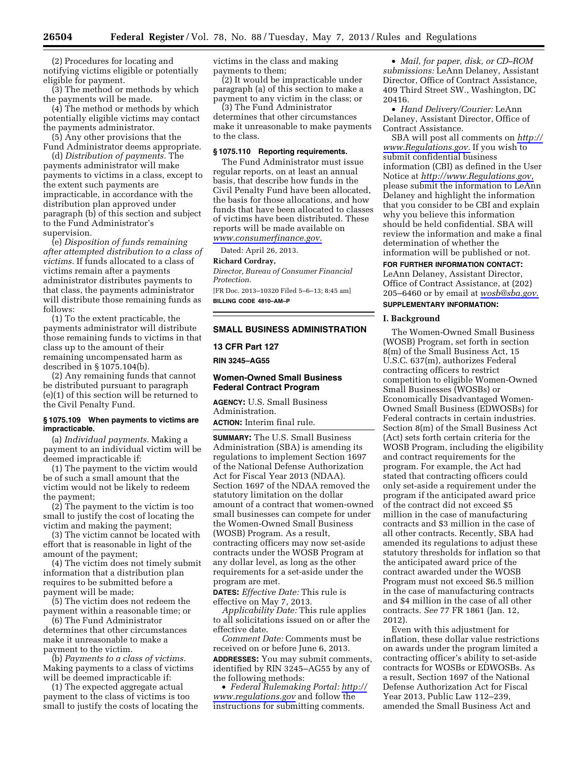(2) Procedures for locating and notifying victims eligible or potentially eligible for payment.

(3) The method or methods by which the payments will be made.

(4) The method or methods by which potentially eligible victims may contact the payments administrator.

(5) Any other provisions that the Fund Administrator deems appropriate.

(d) *Distribution of payments.* The payments administrator will make payments to victims in a class, except to the extent such payments are impracticable, in accordance with the distribution plan approved under paragraph (b) of this section and subject to the Fund Administrator's supervision.

(e) *Disposition of funds remaining after attempted distribution to a class of victims.* If funds allocated to a class of victims remain after a payments administrator distributes payments to that class, the payments administrator will distribute those remaining funds as follows:

(1) To the extent practicable, the payments administrator will distribute those remaining funds to victims in that class up to the amount of their remaining uncompensated harm as described in § 1075.104(b).

(2) Any remaining funds that cannot be distributed pursuant to paragraph (e)(1) of this section will be returned to the Civil Penalty Fund.

**§ 1075.109 When payments to victims are impracticable.**

(a) *Individual payments.* Making a payment to an individual victim will be deemed impracticable if:

(1) The payment to the victim would be of such a small amount that the victim would not be likely to redeem the payment;

(2) The payment to the victim is too small to justify the cost of locating the victim and making the payment;

(3) The victim cannot be located with effort that is reasonable in light of the amount of the payment;

(4) The victim does not timely submit information that a distribution plan requires to be submitted before a payment will be made;

(5) The victim does not redeem the payment within a reasonable time; or

(6) The Fund Administrator determines that other circumstances make it unreasonable to make a payment to the victim.

(b) *Payments to a class of victims.* Making payments to a class of victims will be deemed impracticable if:

(1) The expected aggregate actual payment to the class of victims is too small to justify the costs of locating the victims in the class and making payments to them;

(2) It would be impracticable under paragraph (a) of this section to make a payment to any victim in the class; or

(3) The Fund Administrator determines that other circumstances make it unreasonable to make payments to the class.

**§ 1075.110 Reporting requirements.**

The Fund Administrator must issue regular reports, on at least an annual basis, that describe how funds in the Civil Penalty Fund have been allocated, the basis for those allocations, and how funds that have been allocated to classes of victims have been distributed. These reports will be made available on *www.consumerfinance.gov.*

Dated: April 26, 2013.

**Richard Cordray,**

*Director, Bureau of Consumer Financial Protection.*

[FR Doc. 2013–10320 Filed 5–6–13; 8:45 am]

**BILLING CODE 4810–AM–P**

---

## SMALL BUSINESS ADMINISTRATION

### 13 CFR Part 127

**RIN 3245–AG55**

### Women-Owned Small Business Federal Contract Program

**AGENCY:** U.S. Small Business Administration.

**ACTION:** Interim final rule.

**SUMMARY:** The U.S. Small Business Administration (SBA) is amending its regulations to implement Section 1697 of the National Defense Authorization Act for Fiscal Year 2013 (NDAA). Section 1697 of the NDAA removed the statutory limitation on the dollar amount of a contract that women-owned small businesses can compete for under the Women-Owned Small Business (WOSB) Program. As a result, contracting officers may now set-aside contracts under the WOSB Program at any dollar level, as long as the other requirements for a set-aside under the program are met.

**DATES:** *Effective Date:* This rule is effective on May 7, 2013.

*Applicability Date:* This rule applies to all solicitations issued on or after the effective date.

*Comment Date:* Comments must be received on or before June 6, 2013.

**ADDRESSES:** You may submit comments, identified by RIN 3245–AG55 by any of the following methods:

- *Federal Rulemaking Portal: http://www.regulations.gov* and follow the instructions for submitting comments.
- *Mail, for paper, disk, or CD–ROM submissions:* LeAnn Delaney, Assistant Director, Office of Contract Assistance, 409 Third Street SW., Washington, DC 20416.
- *Hand Delivery/Courier:* LeAnn Delaney, Assistant Director, Office of Contract Assistance.

SBA will post all comments on *http://www.Regulations.gov.* If you wish to submit confidential business information (CBI) as defined in the User Notice at *http://www.Regulations.gov*, please submit the information to LeAnn Delaney and highlight the information that you consider to be CBI and explain why you believe this information should be held confidential. SBA will review the information and make a final determination of whether the information will be published or not.

**FOR FURTHER INFORMATION CONTACT:** LeAnn Delaney, Assistant Director, Office of Contract Assistance, at (202) 205–6460 or by email at *wosb@sba.gov.*

**SUPPLEMENTARY INFORMATION:**

#### I. Background

The Women-Owned Small Business (WOSB) Program, set forth in section 8(m) of the Small Business Act, 15 U.S.C. 637(m), authorizes Federal contracting officers to restrict competition to eligible Women-Owned Small Businesses (WOSBs) or Economically Disadvantaged Women-Owned Small Business (EDWOSBs) for Federal contracts in certain industries. Section 8(m) of the Small Business Act (Act) sets forth certain criteria for the WOSB Program, including the eligibility and contract requirements for the program. For example, the Act had stated that contracting officers could only set-aside a requirement under the program if the anticipated award price of the contract did not exceed $5 million in the case of manufacturing contracts and $3 million in the case of all other contracts. Recently, SBA had amended its regulations to adjust these statutory thresholds for inflation so that the anticipated award price of the contract awarded under the WOSB Program must not exceed $6.5 million in the case of manufacturing contracts and $4 million in the case of all other contracts. *See* 77 FR 1861 (Jan. 12, 2012).

Even with this adjustment for inflation, these dollar value restrictions on awards under the program limited a contracting officer's ability to set-aside contracts for WOSBs or EDWOSBs. As a result, Section 1697 of the National Defense Authorization Act for Fiscal Year 2013, Public Law 112–239, amended the Small Business Act and